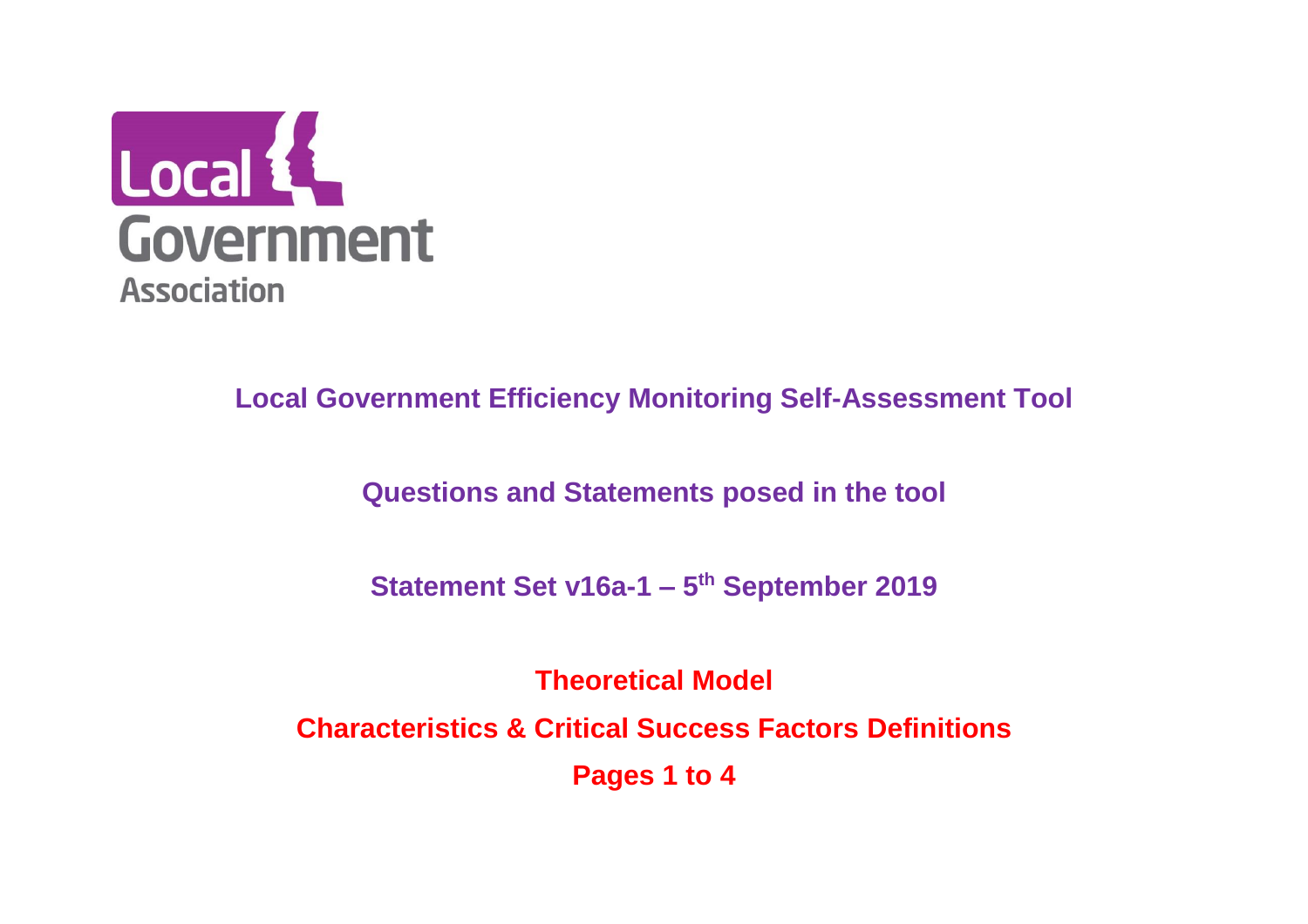Local Government Association

# Local Government Efficiency Monitoring Self-Assessment Tool

## Questions and Statements posed in the tool

## Statement Set v16a-1 – 5th September 2019

## Theoretical Model

## Characteristics & Critical Success Factors Definitions

## Pages 1 to 4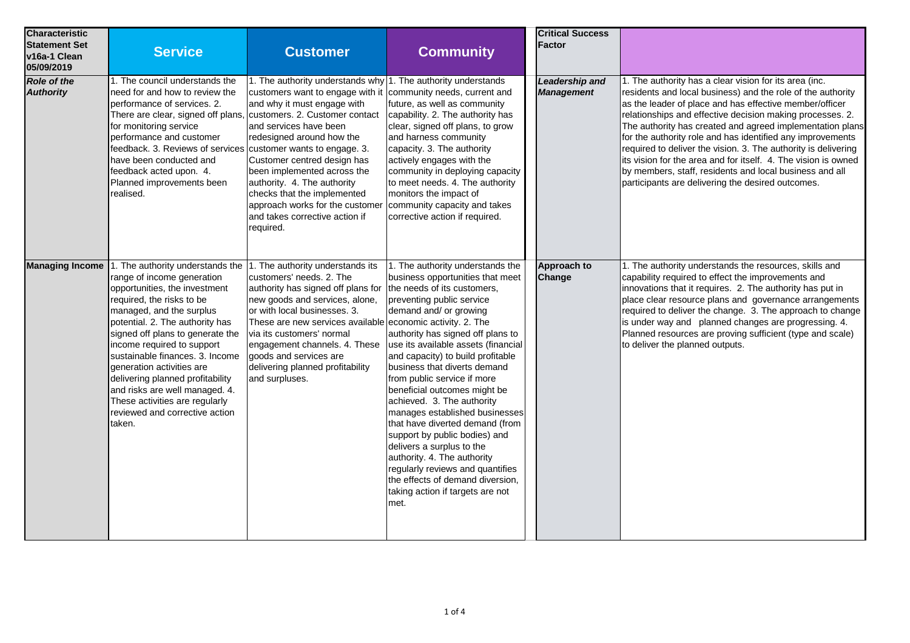| Characteristic Statement Set v16a-1 Clean 05/09/2019 | Service | Customer | Community | | Critical Success Factor | |
|---|---|---|---|---|---|---|
| ***Role of the Authority*** | 1. The council understands the need for and how to review the performance of services. 2. There are clear, signed off plans, for monitoring service performance and customer feedback. 3. Reviews of services have been conducted and feedback acted upon. 4. Planned improvements been realised. | 1. The authority understands why customers want to engage with it and why it must engage with customers. 2. Customer contact and services have been redesigned around how the customer wants to engage. 3. Customer centred design has been implemented across the authority. 4. The authority checks that the implemented approach works for the customer and takes corrective action if required. | 1. The authority understands community needs, current and future, as well as community capability. 2. The authority has clear, signed off plans, to grow and harness community capacity. 3. The authority actively engages with the community in deploying capacity to meet needs. 4. The authority monitors the impact of community capacity and takes corrective action if required. | | ***Leadership and Management*** | 1. The authority has a clear vision for its area (inc. residents and local business) and the role of the authority as the leader of place and has effective member/officer relationships and effective decision making processes. 2. The authority has created and agreed implementation plans for the authority role and has identified any improvements required to deliver the vision. 3. The authority is delivering its vision for the area and for itself. 4. The vision is owned by members, staff, residents and local business and all participants are delivering the desired outcomes. |
| **Managing Income** | 1. The authority understands the range of income generation opportunities, the investment required, the risks to be managed, and the surplus potential. 2. The authority has signed off plans to generate the income required to support sustainable finances. 3. Income generation activities are delivering planned profitability and risks are well managed. 4. These activities are regularly reviewed and corrective action taken. | 1. The authority understands its customers' needs. 2. The authority has signed off plans for new goods and services, alone, or with local businesses. 3. These are new services available via its customers' normal engagement channels. 4. These goods and services are delivering planned profitability and surpluses. | 1. The authority understands the business opportunities that meet the needs of its customers, preventing public service demand and/ or growing economic activity. 2. The authority has signed off plans to use its available assets (financial and capacity) to build profitable business that diverts demand from public service if more beneficial outcomes might be achieved. 3. The authority manages established businesses that have diverted demand (from support by public bodies) and delivers a surplus to the authority. 4. The authority regularly reviews and quantifies the effects of demand diversion, taking action if targets are not met. | | **Approach to Change** | 1. The authority understands the resources, skills and capability required to effect the improvements and innovations that it requires. 2. The authority has put in place clear resource plans and governance arrangements required to deliver the change. 3. The approach to change is under way and planned changes are progressing. 4. Planned resources are proving sufficient (type and scale) to deliver the planned outputs. |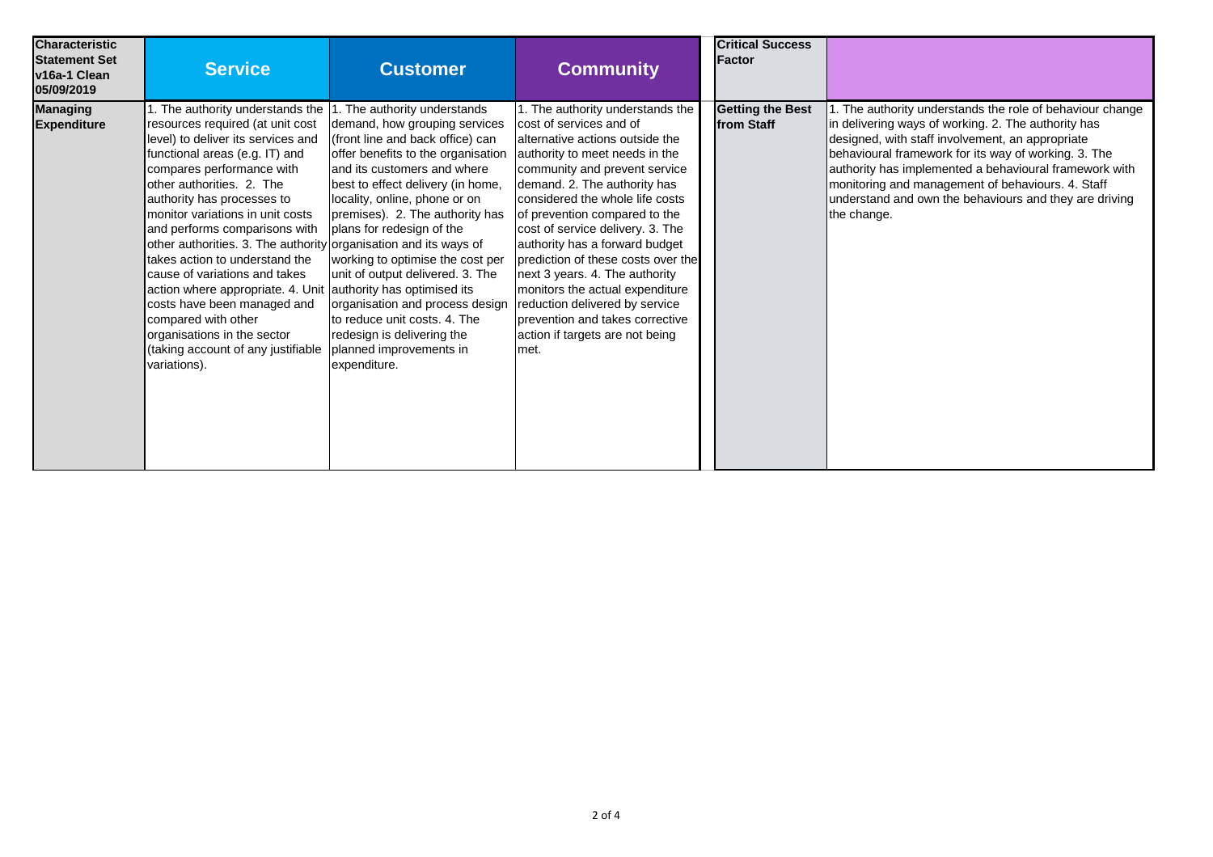| Characteristic Statement Set v16a-1 Clean 05/09/2019 | Service | Customer | Community | | Critical Success Factor | |
|---|---|---|---|---|---|---|
| **Managing Expenditure** | 1. The authority understands the resources required (at unit cost level) to deliver its services and functional areas (e.g. IT) and compares performance with other authorities. 2. The authority has processes to monitor variations in unit costs and performs comparisons with other authorities. 3. The authority takes action to understand the cause of variations and takes action where appropriate. 4. Unit costs have been managed and compared with other organisations in the sector (taking account of any justifiable variations). | 1. The authority understands demand, how grouping services (front line and back office) can offer benefits to the organisation and its customers and where best to effect delivery (in home, locality, online, phone or on premises). 2. The authority has plans for redesign of the organisation and its ways of working to optimise the cost per unit of output delivered. 3. The authority has optimised its organisation and process design to reduce unit costs. 4. The redesign is delivering the planned improvements in expenditure. | 1. The authority understands the cost of services and of alternative actions outside the authority to meet needs in the community and prevent service demand. 2. The authority has considered the whole life costs of prevention compared to the cost of service delivery. 3. The authority has a forward budget prediction of these costs over the next 3 years. 4. The authority monitors the actual expenditure reduction delivered by service prevention and takes corrective action if targets are not being met. | | **Getting the Best from Staff** | 1. The authority understands the role of behaviour change in delivering ways of working. 2. The authority has designed, with staff involvement, an appropriate behavioural framework for its way of working. 3. The authority has implemented a behavioural framework with monitoring and management of behaviours. 4. Staff understand and own the behaviours and they are driving the change. |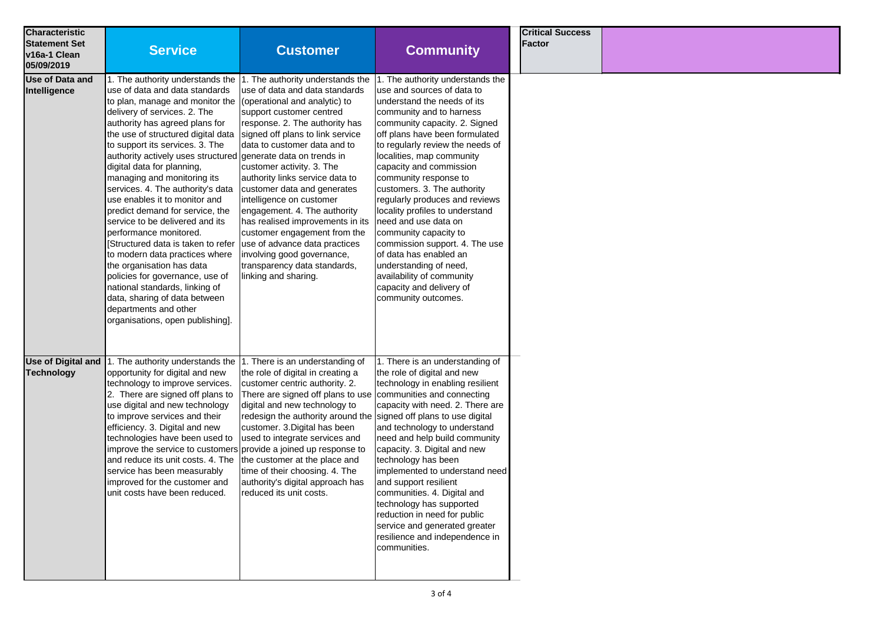| Characteristic Statement Set v16a-1 Clean 05/09/2019 | Service | Customer | Community |
|---|---|---|---|
| **Use of Data and Intelligence** | 1. The authority understands the use of data and data standards to plan, manage and monitor the delivery of services. 2. The authority has agreed plans for the use of structured digital data to support its services. 3. The authority actively uses structured digital data for planning, managing and monitoring its services. 4. The authority's data use enables it to monitor and predict demand for service, the service to be delivered and its performance monitored. [Structured data is taken to refer to modern data practices where the organisation has data policies for governance, use of national standards, linking of data, sharing of data between departments and other organisations, open publishing]. | 1. The authority understands the use of data and data standards (operational and analytic) to support customer centred response. 2. The authority has signed off plans to link service data to customer data and to generate data on trends in customer activity. 3. The authority links service data to customer data and generates intelligence on customer engagement. 4. The authority has realised improvements in its customer engagement from the use of advance data practices involving good governance, transparency data standards, linking and sharing. | 1. The authority understands the use and sources of data to understand the needs of its community and to harness community capacity. 2. Signed off plans have been formulated to regularly review the needs of localities, map community capacity and commission community response to customers. 3. The authority regularly produces and reviews locality profiles to understand need and use data on community capacity to commission support. 4. The use of data has enabled an understanding of need, availability of community capacity and delivery of community outcomes. |
| **Use of Digital and Technology** | 1. The authority understands the opportunity for digital and new technology to improve services. 2. There are signed off plans to use digital and new technology to improve services and their efficiency. 3. Digital and new technologies have been used to improve the service to customers and reduce its unit costs. 4. The service has been measurably improved for the customer and unit costs have been reduced. | 1. There is an understanding of the role of digital in creating a customer centric authority. 2. There are signed off plans to use digital and new technology to redesign the authority around the customer. 3.Digital has been used to integrate services and provide a joined up response to the customer at the place and time of their choosing. 4. The authority's digital approach has reduced its unit costs. | 1. There is an understanding of the role of digital and new technology in enabling resilient communities and connecting capacity with need. 2. There are signed off plans to use digital and technology to understand need and help build community capacity. 3. Digital and new technology has been implemented to understand need and support resilient communities. 4. Digital and technology has supported reduction in need for public service and generated greater resilience and independence in communities. |

| Critical Success Factor | |
|---|---|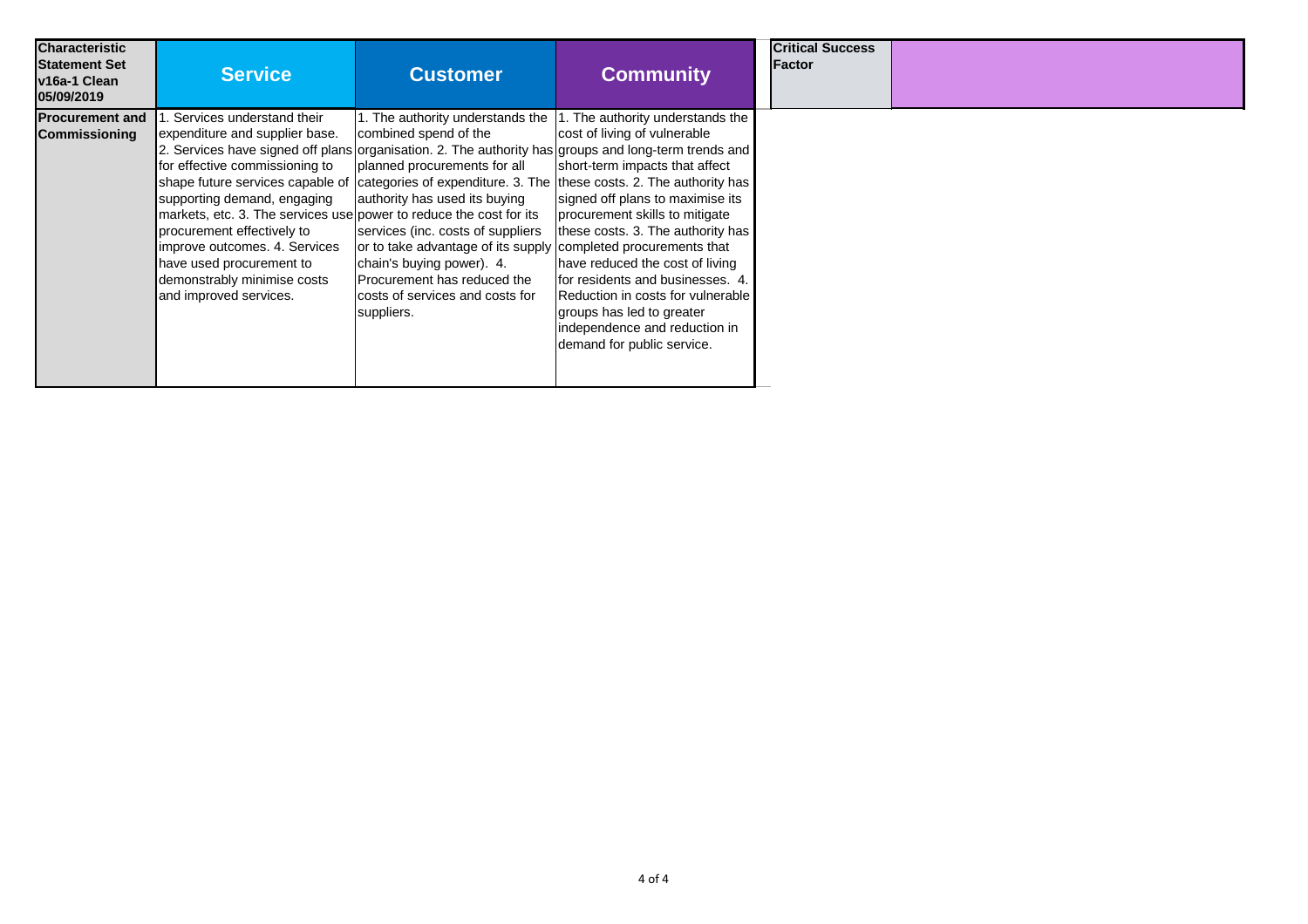| Characteristic Statement Set v16a-1 Clean 05/09/2019 | Service | Customer | Community |
|---|---|---|---|
| **Procurement and Commissioning** | 1. Services understand their expenditure and supplier base. 2. Services have signed off plans for effective commissioning to shape future services capable of supporting demand, engaging markets, etc. 3. The services use procurement effectively to improve outcomes. 4. Services have used procurement to demonstrably minimise costs and improved services. | 1. The authority understands the combined spend of the organisation. 2. The authority has planned procurements for all categories of expenditure. 3. The authority has used its buying power to reduce the cost for its services (inc. costs of suppliers or to take advantage of its supply chain's buying power). 4. Procurement has reduced the costs of services and costs for suppliers. | 1. The authority understands the cost of living of vulnerable groups and long-term trends and short-term impacts that affect these costs. 2. The authority has signed off plans to maximise its procurement skills to mitigate these costs. 3. The authority has completed procurements that have reduced the cost of living for residents and businesses. 4. Reduction in costs for vulnerable groups has led to greater independence and reduction in demand for public service. |

| Critical Success Factor | |
|---|---|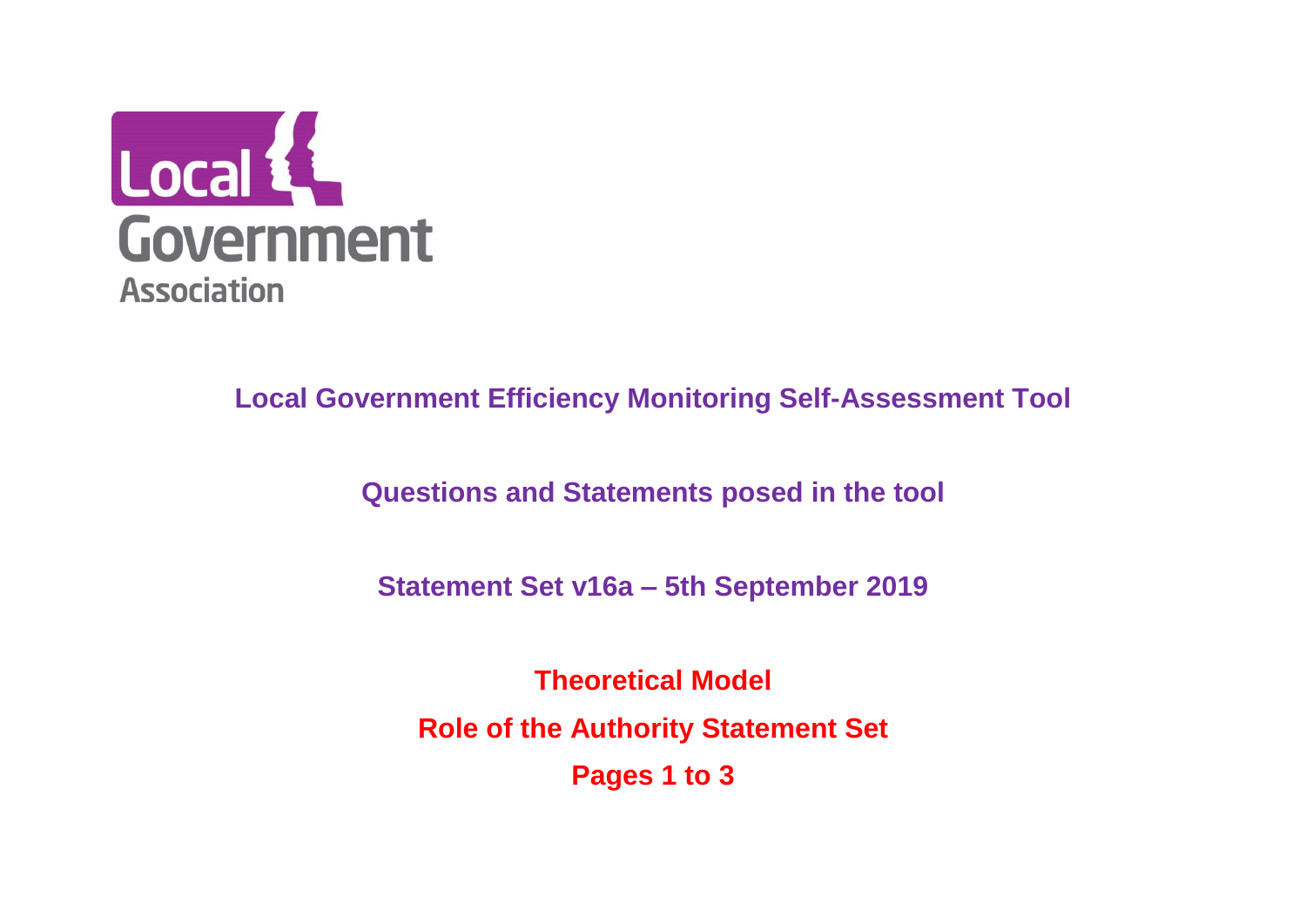Local Government Association

# Local Government Efficiency Monitoring Self-Assessment Tool

## Questions and Statements posed in the tool

## Statement Set v16a – 5th September 2019

**Theoretical Model**

**Role of the Authority Statement Set**

**Pages 1 to 3**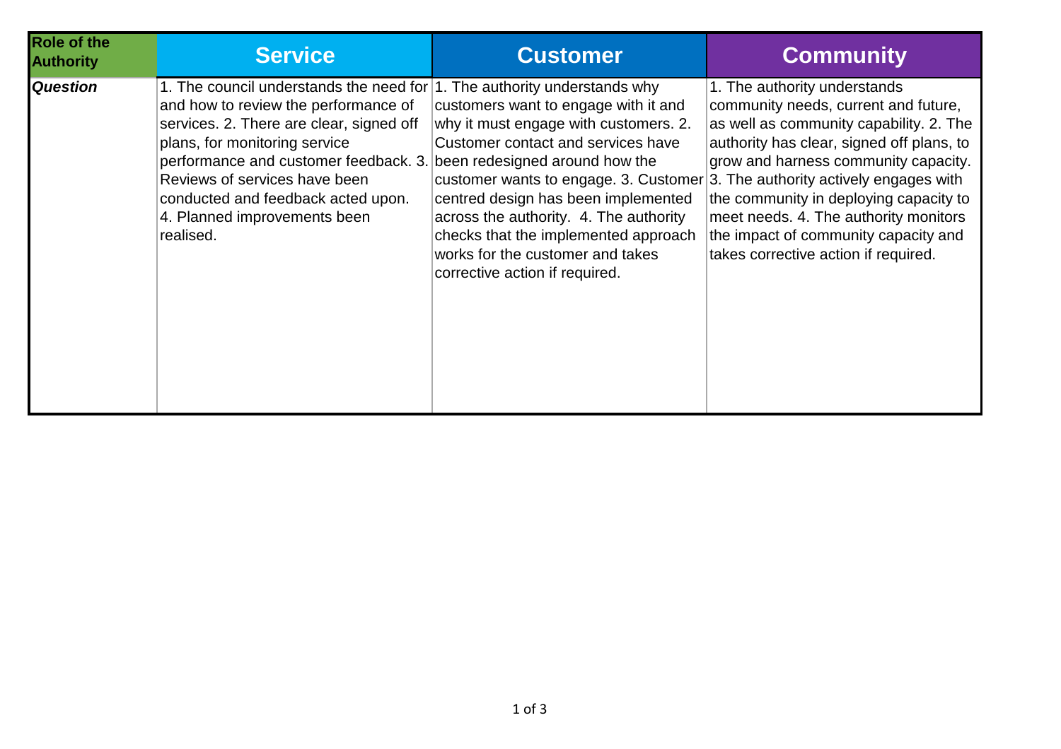| Role of the Authority | Service | Customer | Community |
| --- | --- | --- | --- |
| ***Question*** | 1. The council understands the need for and how to review the performance of services. 2. There are clear, signed off plans, for monitoring service performance and customer feedback. 3. Reviews of services have been conducted and feedback acted upon. 4. Planned improvements been realised. | 1. The authority understands why customers want to engage with it and why it must engage with customers. 2. Customer contact and services have been redesigned around how the customer wants to engage. 3. Customer centred design has been implemented across the authority. 4. The authority checks that the implemented approach works for the customer and takes corrective action if required. | 1. The authority understands community needs, current and future, as well as community capability. 2. The authority has clear, signed off plans, to grow and harness community capacity. 3. The authority actively engages with the community in deploying capacity to meet needs. 4. The authority monitors the impact of community capacity and takes corrective action if required. |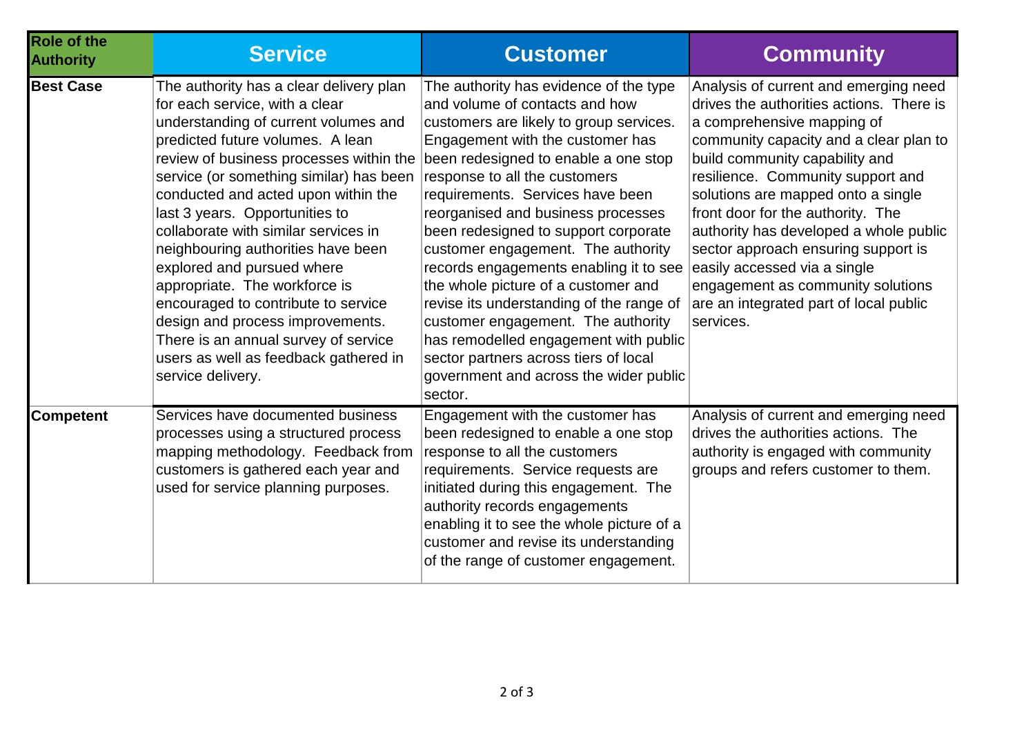| Role of the Authority | Service | Customer | Community |
|---|---|---|---|
| **Best Case** | The authority has a clear delivery plan for each service, with a clear understanding of current volumes and predicted future volumes. A lean review of business processes within the service (or something similar) has been conducted and acted upon within the last 3 years. Opportunities to collaborate with similar services in neighbouring authorities have been explored and pursued where appropriate. The workforce is encouraged to contribute to service design and process improvements. There is an annual survey of service users as well as feedback gathered in service delivery. | The authority has evidence of the type and volume of contacts and how customers are likely to group services. Engagement with the customer has been redesigned to enable a one stop response to all the customers requirements. Services have been reorganised and business processes been redesigned to support corporate customer engagement. The authority records engagements enabling it to see the whole picture of a customer and revise its understanding of the range of customer engagement. The authority has remodelled engagement with public sector partners across tiers of local government and across the wider public sector. | Analysis of current and emerging need drives the authorities actions. There is a comprehensive mapping of community capacity and a clear plan to build community capability and resilience. Community support and solutions are mapped onto a single front door for the authority. The authority has developed a whole public sector approach ensuring support is easily accessed via a single engagement as community solutions are an integrated part of local public services. |
| **Competent** | Services have documented business processes using a structured process mapping methodology. Feedback from customers is gathered each year and used for service planning purposes. | Engagement with the customer has been redesigned to enable a one stop response to all the customers requirements. Service requests are initiated during this engagement. The authority records engagements enabling it to see the whole picture of a customer and revise its understanding of the range of customer engagement. | Analysis of current and emerging need drives the authorities actions. The authority is engaged with community groups and refers customer to them. |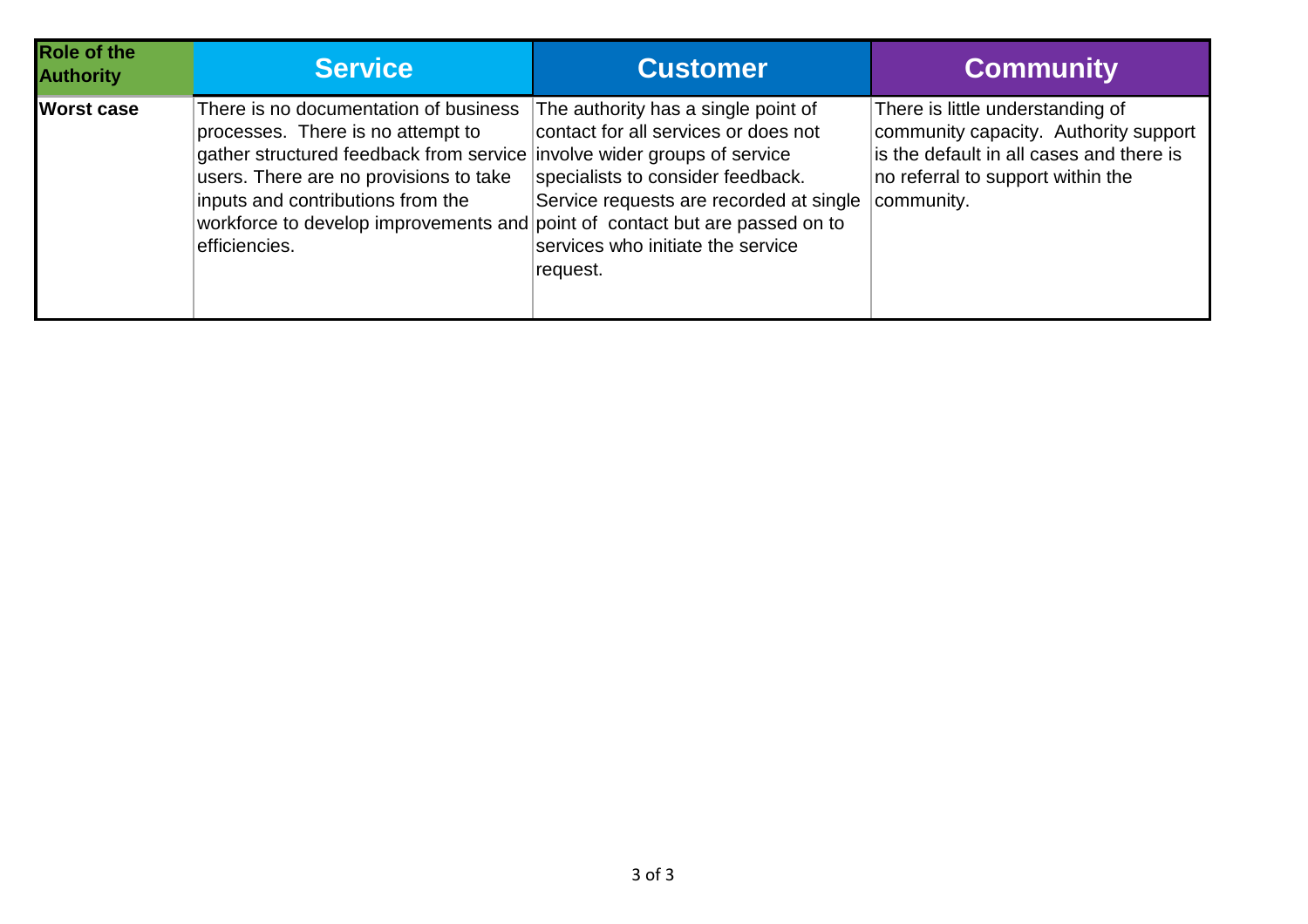| Role of the Authority | Service | Customer | Community |
|---|---|---|---|
| **Worst case** | There is no documentation of business processes. There is no attempt to gather structured feedback from service users. There are no provisions to take inputs and contributions from the workforce to develop improvements and efficiencies. | The authority has a single point of contact for all services or does not involve wider groups of service specialists to consider feedback. Service requests are recorded at single point of contact but are passed on to services who initiate the service request. | There is little understanding of community capacity. Authority support is the default in all cases and there is no referral to support within the community. |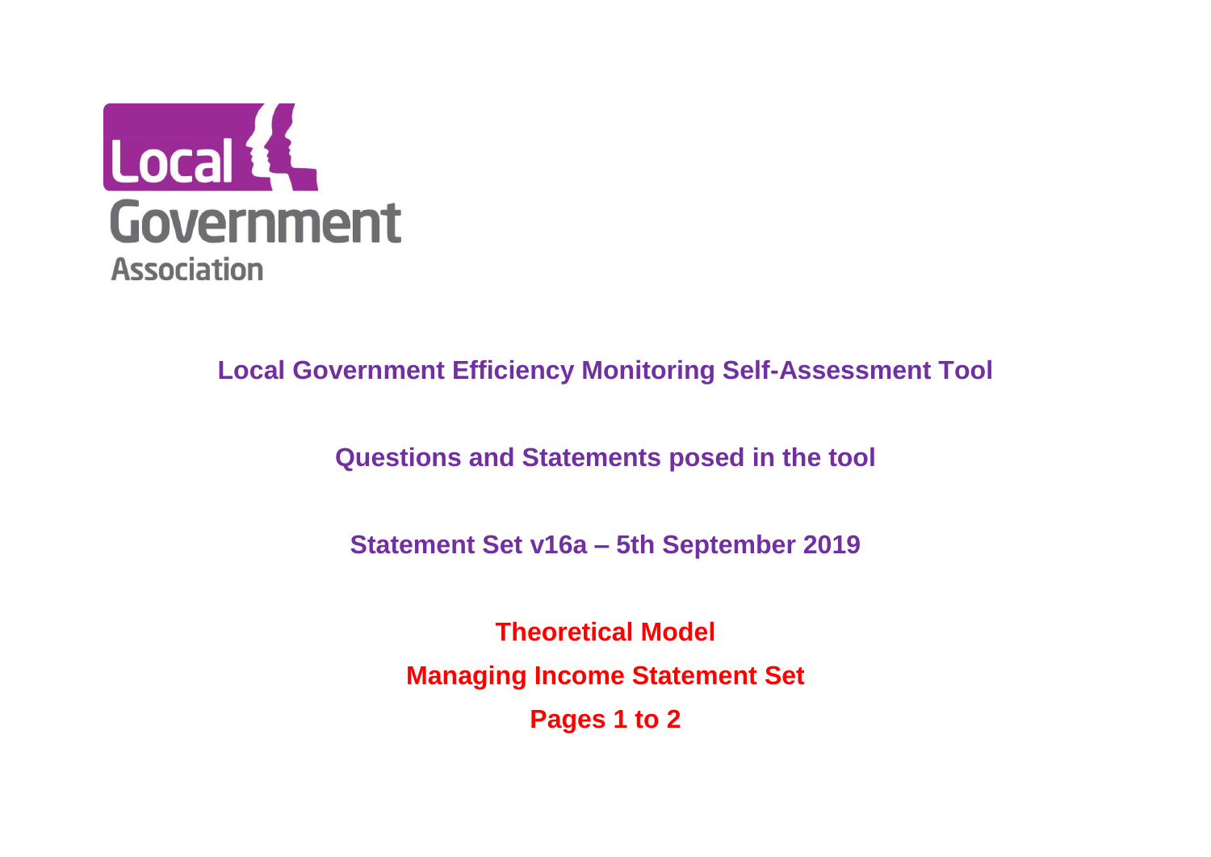Local Government Association

**Local Government Efficiency Monitoring Self-Assessment Tool**

**Questions and Statements posed in the tool**

**Statement Set v16a – 5th September 2019**

**Theoretical Model**

**Managing Income Statement Set**

**Pages 1 to 2**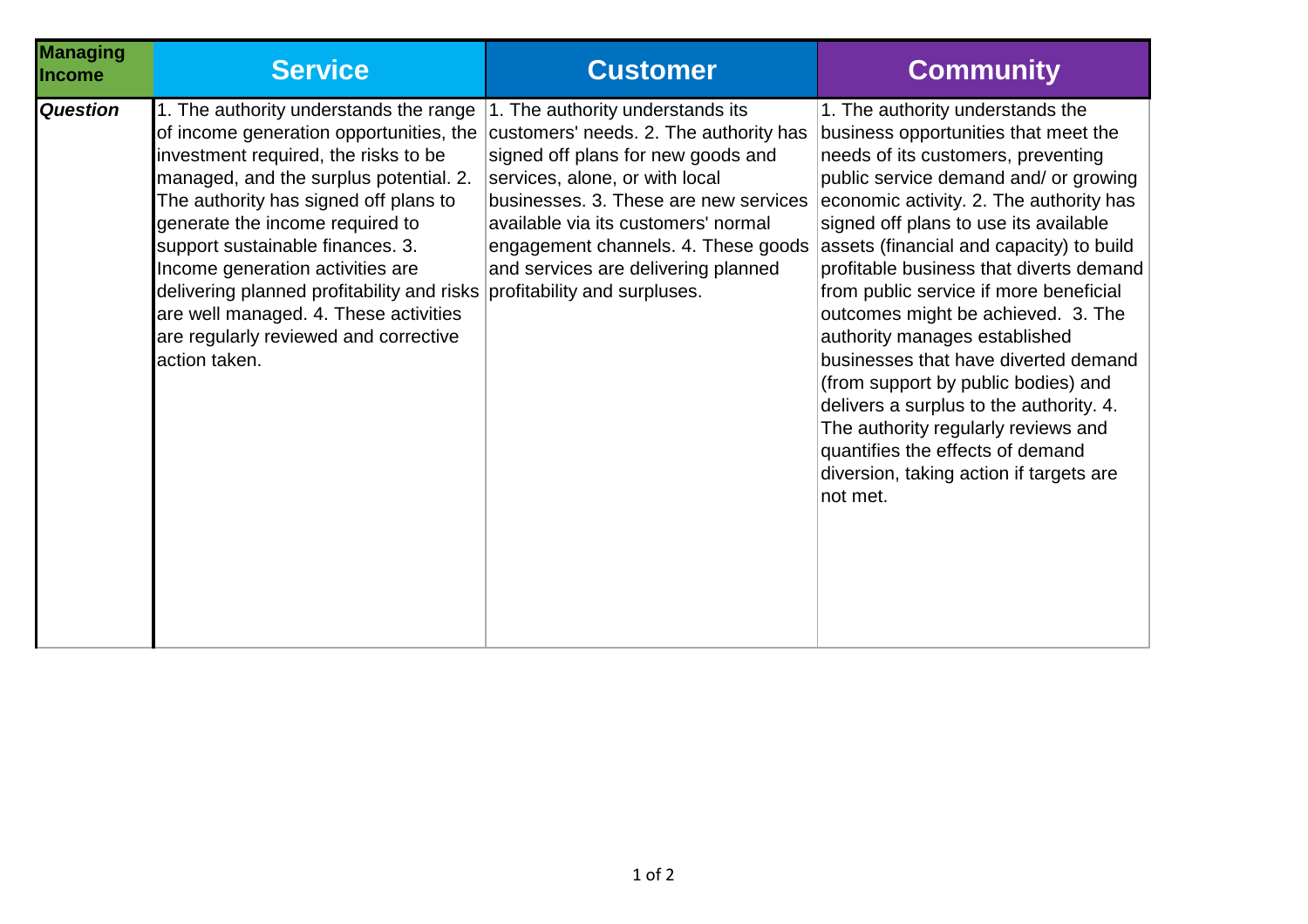| **Managing Income** | **Service** | **Customer** | **Community** |
|---|---|---|---|
| ***Question*** | 1. The authority understands the range of income generation opportunities, the investment required, the risks to be managed, and the surplus potential. 2. The authority has signed off plans to generate the income required to support sustainable finances. 3. Income generation activities are delivering planned profitability and risks are well managed. 4. These activities are regularly reviewed and corrective action taken. | 1. The authority understands its customers' needs. 2. The authority has signed off plans for new goods and services, alone, or with local businesses. 3. These are new services available via its customers' normal engagement channels. 4. These goods and services are delivering planned profitability and surpluses. | 1. The authority understands the business opportunities that meet the needs of its customers, preventing public service demand and/ or growing economic activity. 2. The authority has signed off plans to use its available assets (financial and capacity) to build profitable business that diverts demand from public service if more beneficial outcomes might be achieved. 3. The authority manages established businesses that have diverted demand (from support by public bodies) and delivers a surplus to the authority. 4. The authority regularly reviews and quantifies the effects of demand diversion, taking action if targets are not met. |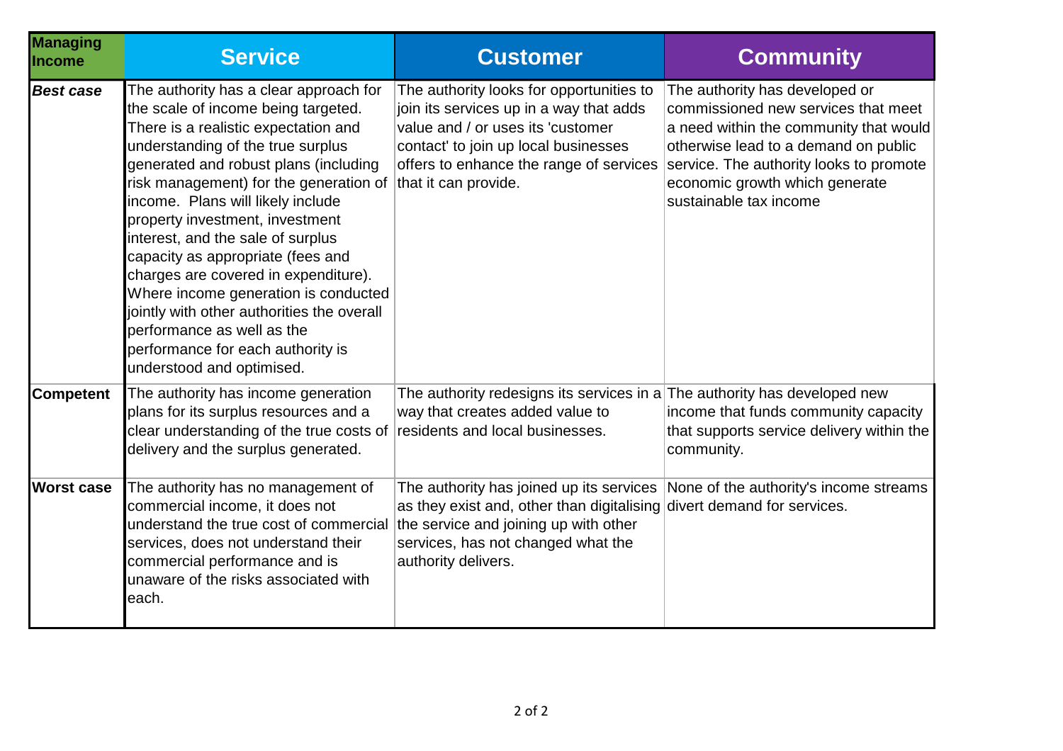| Managing Income | Service | Customer | Community |
|---|---|---|---|
| ***Best case*** | The authority has a clear approach for the scale of income being targeted. There is a realistic expectation and understanding of the true surplus generated and robust plans (including risk management) for the generation of income. Plans will likely include property investment, investment interest, and the sale of surplus capacity as appropriate (fees and charges are covered in expenditure). Where income generation is conducted jointly with other authorities the overall performance as well as the performance for each authority is understood and optimised. | The authority looks for opportunities to join its services up in a way that adds value and / or uses its 'customer contact' to join up local businesses offers to enhance the range of services that it can provide. | The authority has developed or commissioned new services that meet a need within the community that would otherwise lead to a demand on public service. The authority looks to promote economic growth which generate sustainable tax income |
| **Competent** | The authority has income generation plans for its surplus resources and a clear understanding of the true costs of delivery and the surplus generated. | The authority redesigns its services in a way that creates added value to residents and local businesses. | The authority has developed new income that funds community capacity that supports service delivery within the community. |
| **Worst case** | The authority has no management of commercial income, it does not understand the true cost of commercial services, does not understand their commercial performance and is unaware of the risks associated with each. | The authority has joined up its services as they exist and, other than digitalising the service and joining up with other services, has not changed what the authority delivers. | None of the authority's income streams divert demand for services. |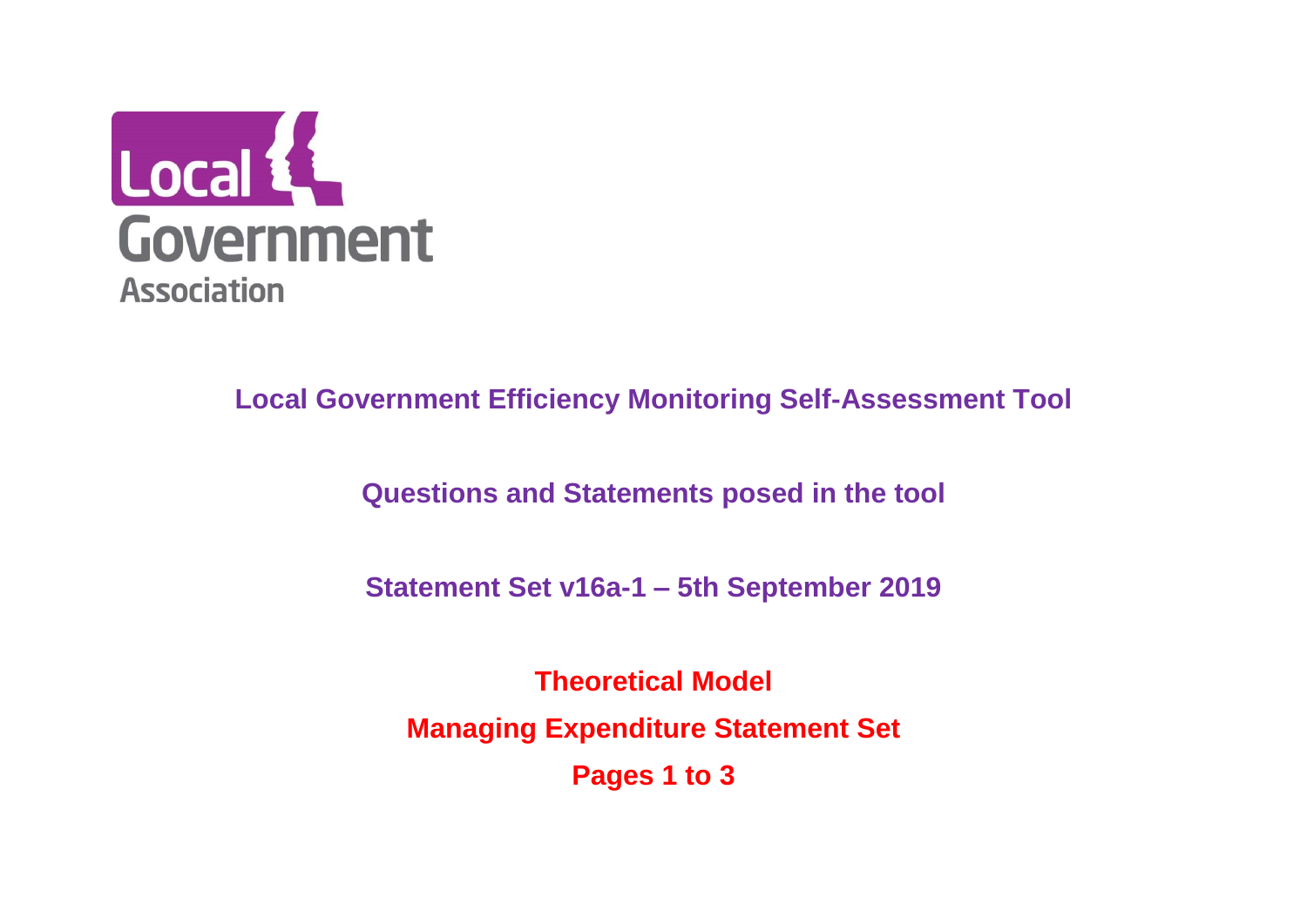Local Government Association

# Local Government Efficiency Monitoring Self-Assessment Tool

## Questions and Statements posed in the tool

## Statement Set v16a-1 – 5th September 2019

## Theoretical Model

## Managing Expenditure Statement Set

## Pages 1 to 3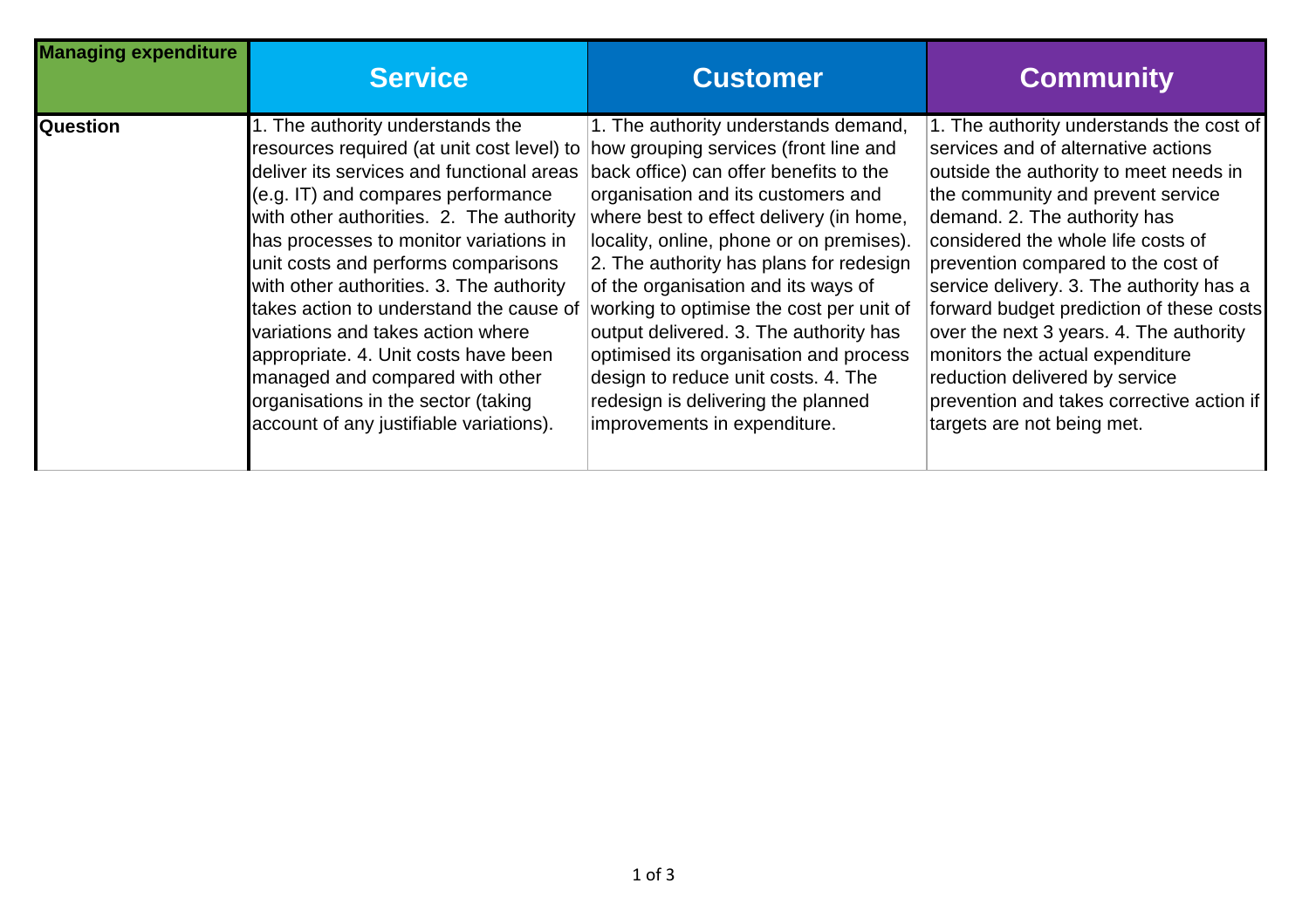| Managing expenditure | Service | Customer | Community |
|---|---|---|---|
| Question | 1. The authority understands the resources required (at unit cost level) to deliver its services and functional areas (e.g. IT) and compares performance with other authorities. 2. The authority has processes to monitor variations in unit costs and performs comparisons with other authorities. 3. The authority takes action to understand the cause of variations and takes action where appropriate. 4. Unit costs have been managed and compared with other organisations in the sector (taking account of any justifiable variations). | 1. The authority understands demand, how grouping services (front line and back office) can offer benefits to the organisation and its customers and where best to effect delivery (in home, locality, online, phone or on premises). 2. The authority has plans for redesign of the organisation and its ways of working to optimise the cost per unit of output delivered. 3. The authority has optimised its organisation and process design to reduce unit costs. 4. The redesign is delivering the planned improvements in expenditure. | 1. The authority understands the cost of services and of alternative actions outside the authority to meet needs in the community and prevent service demand. 2. The authority has considered the whole life costs of prevention compared to the cost of service delivery. 3. The authority has a forward budget prediction of these costs over the next 3 years. 4. The authority monitors the actual expenditure reduction delivered by service prevention and takes corrective action if targets are not being met. |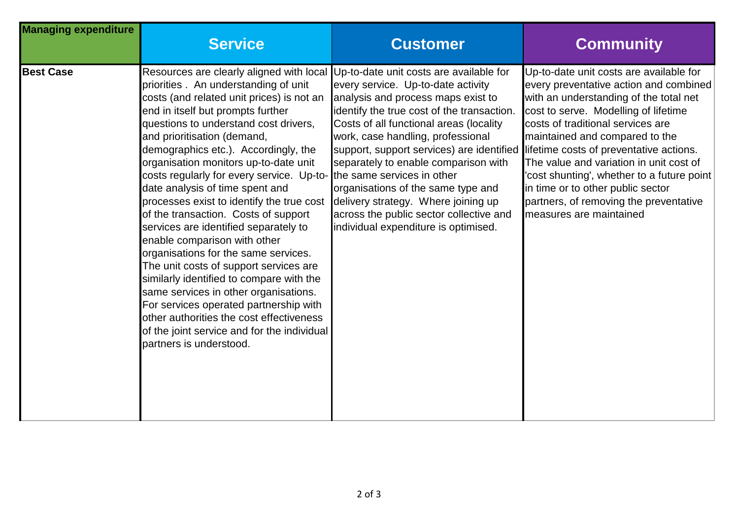| Managing expenditure | Service | Customer | Community |
| --- | --- | --- | --- |
| **Best Case** | Resources are clearly aligned with local priorities . An understanding of unit costs (and related unit prices) is not an end in itself but prompts further questions to understand cost drivers, and prioritisation (demand, demographics etc.). Accordingly, the organisation monitors up-to-date unit costs regularly for every service. Up-to-date analysis of time spent and processes exist to identify the true cost of the transaction. Costs of support services are identified separately to enable comparison with other organisations for the same services. The unit costs of support services are similarly identified to compare with the same services in other organisations. For services operated partnership with other authorities the cost effectiveness of the joint service and for the individual partners is understood. | Up-to-date unit costs are available for every service. Up-to-date activity analysis and process maps exist to identify the true cost of the transaction. Costs of all functional areas (locality work, case handling, professional support, support services) are identified separately to enable comparison with the same services in other organisations of the same type and delivery strategy. Where joining up across the public sector collective and individual expenditure is optimised. | Up-to-date unit costs are available for every preventative action and combined with an understanding of the total net cost to serve. Modelling of lifetime costs of traditional services are maintained and compared to the lifetime costs of preventative actions. The value and variation in unit cost of 'cost shunting', whether to a future point in time or to other public sector partners, of removing the preventative measures are maintained |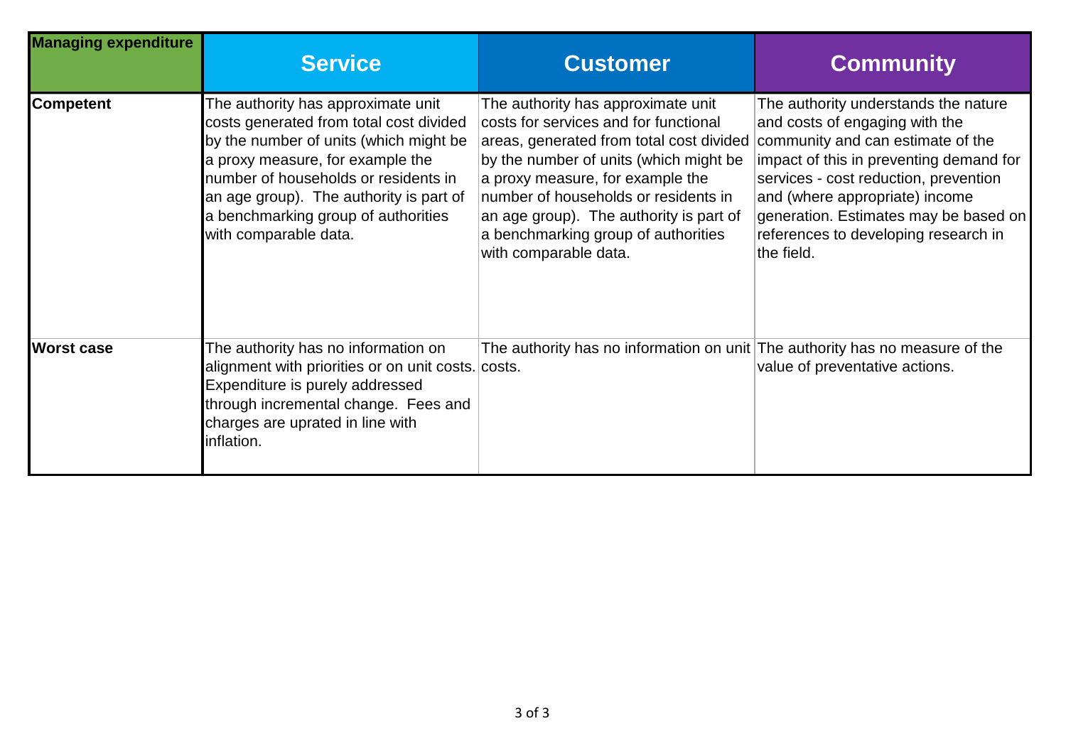| Managing expenditure | Service | Customer | Community |
|---|---|---|---|
| **Competent** | The authority has approximate unit costs generated from total cost divided by the number of units (which might be a proxy measure, for example the number of households or residents in an age group). The authority is part of a benchmarking group of authorities with comparable data. | The authority has approximate unit costs for services and for functional areas, generated from total cost divided by the number of units (which might be a proxy measure, for example the number of households or residents in an age group). The authority is part of a benchmarking group of authorities with comparable data. | The authority understands the nature and costs of engaging with the community and can estimate of the impact of this in preventing demand for services - cost reduction, prevention and (where appropriate) income generation. Estimates may be based on references to developing research in the field. |
| **Worst case** | The authority has no information on alignment with priorities or on unit costs. Expenditure is purely addressed through incremental change. Fees and charges are uprated in line with inflation. | The authority has no information on unit costs. | The authority has no measure of the value of preventative actions. |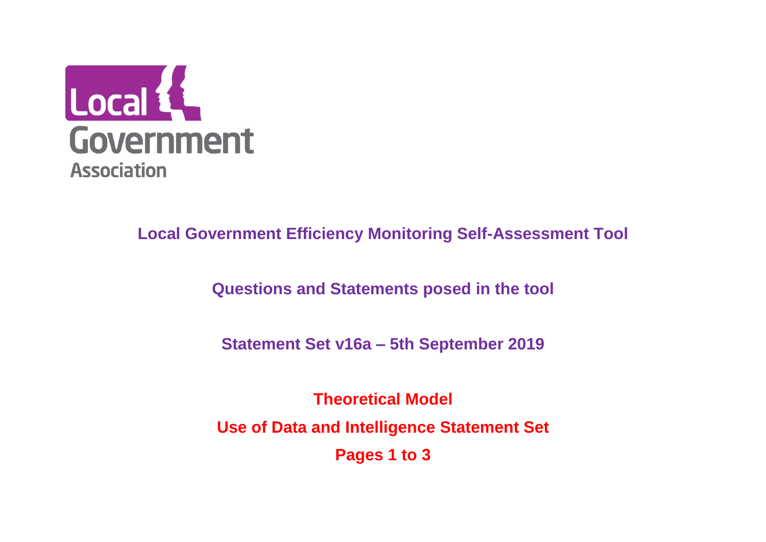Local Government Association

# Local Government Efficiency Monitoring Self-Assessment Tool

## Questions and Statements posed in the tool

## Statement Set v16a – 5th September 2019

## Theoretical Model

## Use of Data and Intelligence Statement Set

## Pages 1 to 3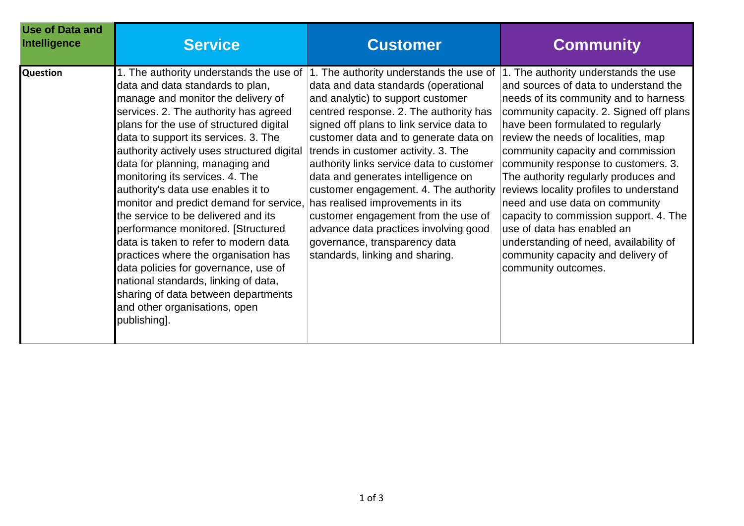| Use of Data and Intelligence | Service | Customer | Community |
|---|---|---|---|
| **Question** | 1. The authority understands the use of data and data standards to plan, manage and monitor the delivery of services. 2. The authority has agreed plans for the use of structured digital data to support its services. 3. The authority actively uses structured digital data for planning, managing and monitoring its services. 4. The authority's data use enables it to monitor and predict demand for service, the service to be delivered and its performance monitored. [Structured data is taken to refer to modern data practices where the organisation has data policies for governance, use of national standards, linking of data, sharing of data between departments and other organisations, open publishing]. | 1. The authority understands the use of data and data standards (operational and analytic) to support customer centred response. 2. The authority has signed off plans to link service data to customer data and to generate data on trends in customer activity. 3. The authority links service data to customer data and generates intelligence on customer engagement. 4. The authority has realised improvements in its customer engagement from the use of advance data practices involving good governance, transparency data standards, linking and sharing. | 1. The authority understands the use and sources of data to understand the needs of its community and to harness community capacity. 2. Signed off plans have been formulated to regularly review the needs of localities, map community capacity and commission community response to customers. 3. The authority regularly produces and reviews locality profiles to understand need and use data on community capacity to commission support. 4. The use of data has enabled an understanding of need, availability of community capacity and delivery of community outcomes. |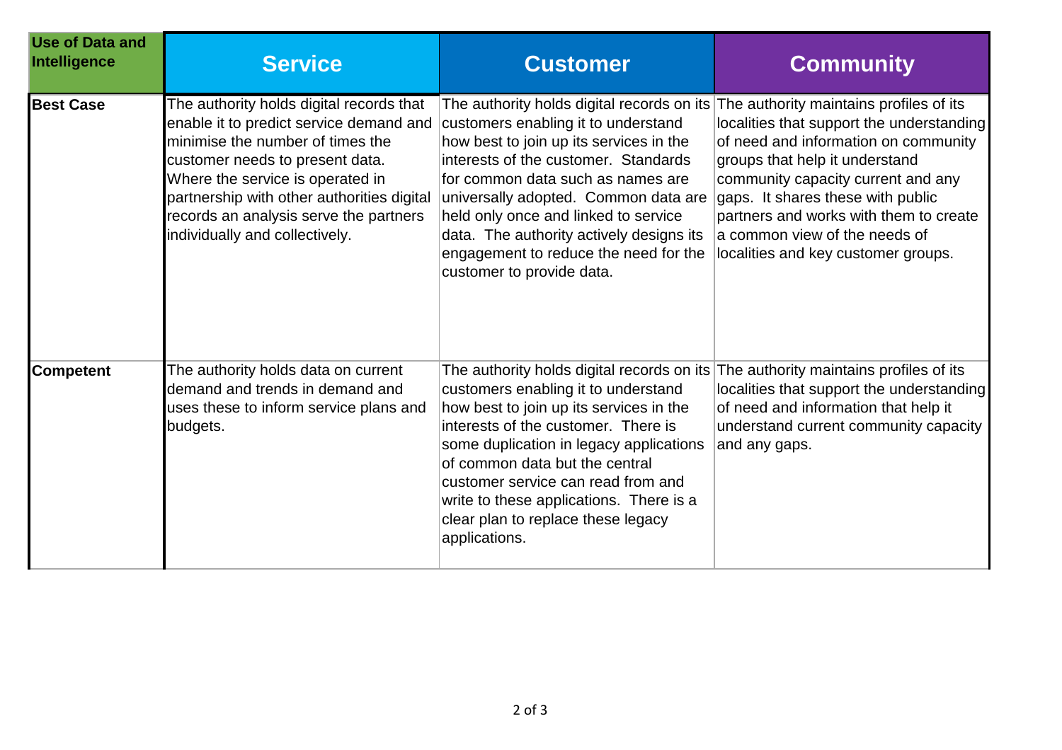| Use of Data and Intelligence | Service | Customer | Community |
|---|---|---|---|
| **Best Case** | The authority holds digital records that enable it to predict service demand and minimise the number of times the customer needs to present data. Where the service is operated in partnership with other authorities digital records an analysis serve the partners individually and collectively. | The authority holds digital records on its customers enabling it to understand how best to join up its services in the interests of the customer. Standards for common data such as names are universally adopted. Common data are held only once and linked to service data. The authority actively designs its engagement to reduce the need for the customer to provide data. | The authority maintains profiles of its localities that support the understanding of need and information on community groups that help it understand community capacity current and any gaps. It shares these with public partners and works with them to create a common view of the needs of localities and key customer groups. |
| **Competent** | The authority holds data on current demand and trends in demand and uses these to inform service plans and budgets. | The authority holds digital records on its customers enabling it to understand how best to join up its services in the interests of the customer. There is some duplication in legacy applications of common data but the central customer service can read from and write to these applications. There is a clear plan to replace these legacy applications. | The authority maintains profiles of its localities that support the understanding of need and information that help it understand current community capacity and any gaps. |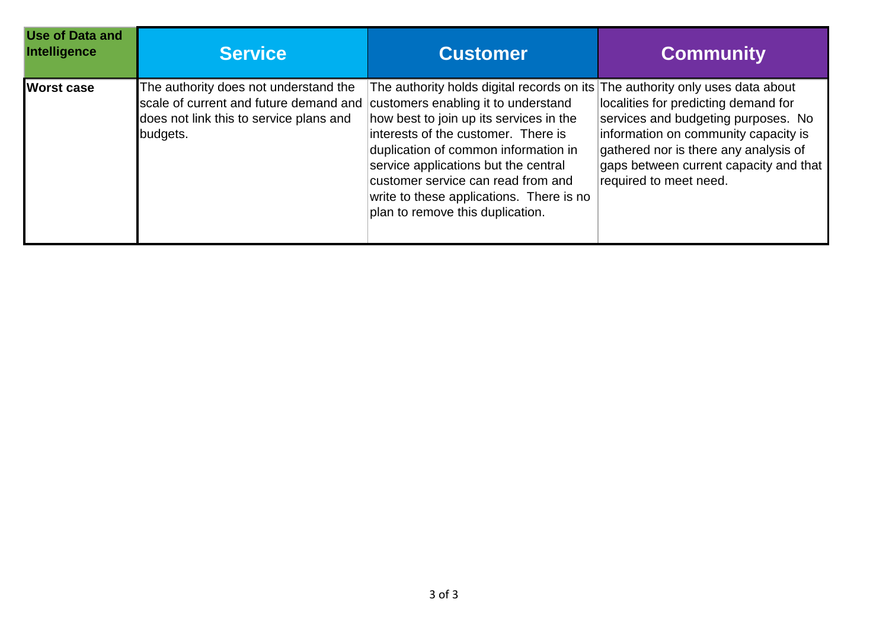| Use of Data and Intelligence | Service | Customer | Community |
|---|---|---|---|
| **Worst case** | The authority does not understand the scale of current and future demand and does not link this to service plans and budgets. | The authority holds digital records on its customers enabling it to understand how best to join up its services in the interests of the customer. There is duplication of common information in service applications but the central customer service can read from and write to these applications. There is no plan to remove this duplication. | The authority only uses data about localities for predicting demand for services and budgeting purposes. No information on community capacity is gathered nor is there any analysis of gaps between current capacity and that required to meet need. |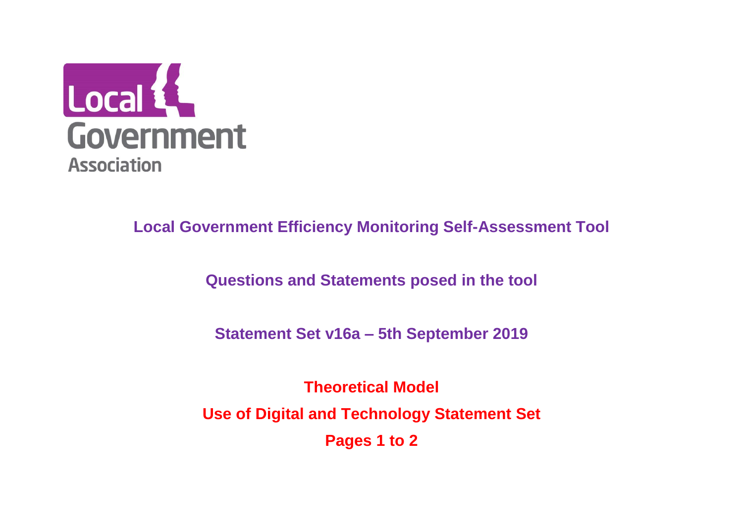Local Government Association

**Local Government Efficiency Monitoring Self-Assessment Tool**

**Questions and Statements posed in the tool**

**Statement Set v16a – 5th September 2019**

**Theoretical Model**

**Use of Digital and Technology Statement Set**

**Pages 1 to 2**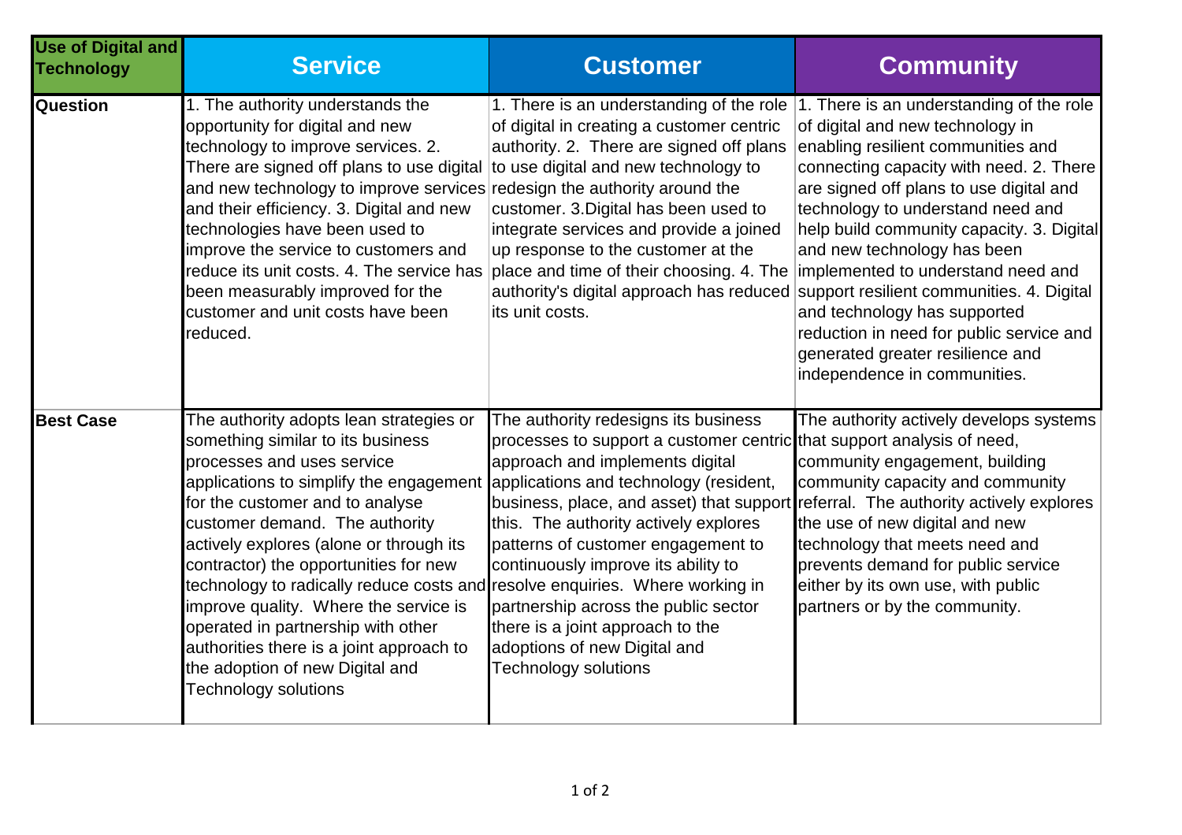| Use of Digital and Technology | Service | Customer | Community |
| --- | --- | --- | --- |
| **Question** | 1. The authority understands the opportunity for digital and new technology to improve services. 2. There are signed off plans to use digital and new technology to improve services and their efficiency. 3. Digital and new technologies have been used to improve the service to customers and reduce its unit costs. 4. The service has been measurably improved for the customer and unit costs have been reduced. | 1. There is an understanding of the role of digital in creating a customer centric authority. 2. There are signed off plans to use digital and new technology to redesign the authority around the customer. 3.Digital has been used to integrate services and provide a joined up response to the customer at the place and time of their choosing. 4. The authority's digital approach has reduced its unit costs. | 1. There is an understanding of the role of digital and new technology in enabling resilient communities and connecting capacity with need. 2. There are signed off plans to use digital and technology to understand need and help build community capacity. 3. Digital and new technology has been implemented to understand need and support resilient communities. 4. Digital and technology has supported reduction in need for public service and generated greater resilience and independence in communities. |
| **Best Case** | The authority adopts lean strategies or something similar to its business processes and uses service applications to simplify the engagement for the customer and to analyse customer demand. The authority actively explores (alone or through its contractor) the opportunities for new technology to radically reduce costs and improve quality. Where the service is operated in partnership with other authorities there is a joint approach to the adoption of new Digital and Technology solutions | The authority redesigns its business processes to support a customer centric approach and implements digital applications and technology (resident, business, place, and asset) that support this. The authority actively explores patterns of customer engagement to continuously improve its ability to resolve enquiries. Where working in partnership across the public sector there is a joint approach to the adoptions of new Digital and Technology solutions | The authority actively develops systems that support analysis of need, community engagement, building community capacity and community referral. The authority actively explores the use of new digital and new technology that meets need and prevents demand for public service either by its own use, with public partners or by the community. |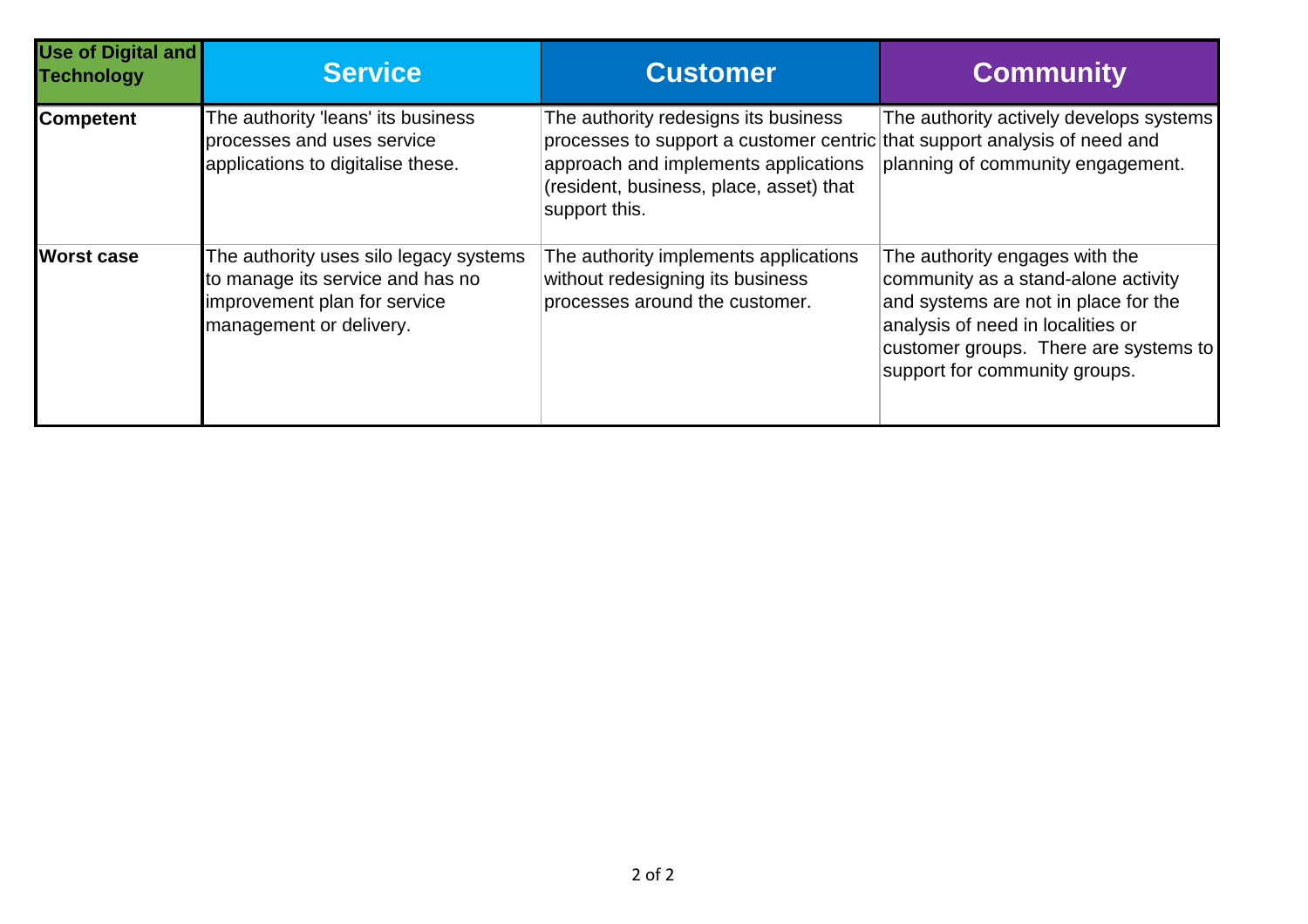| Use of Digital and Technology | Service | Customer | Community |
|---|---|---|---|
| **Competent** | The authority 'leans' its business processes and uses service applications to digitalise these. | The authority redesigns its business processes to support a customer centric approach and implements applications (resident, business, place, asset) that support this. | The authority actively develops systems that support analysis of need and planning of community engagement. |
| **Worst case** | The authority uses silo legacy systems to manage its service and has no improvement plan for service management or delivery. | The authority implements applications without redesigning its business processes around the customer. | The authority engages with the community as a stand-alone activity and systems are not in place for the analysis of need in localities or customer groups. There are systems to support for community groups. |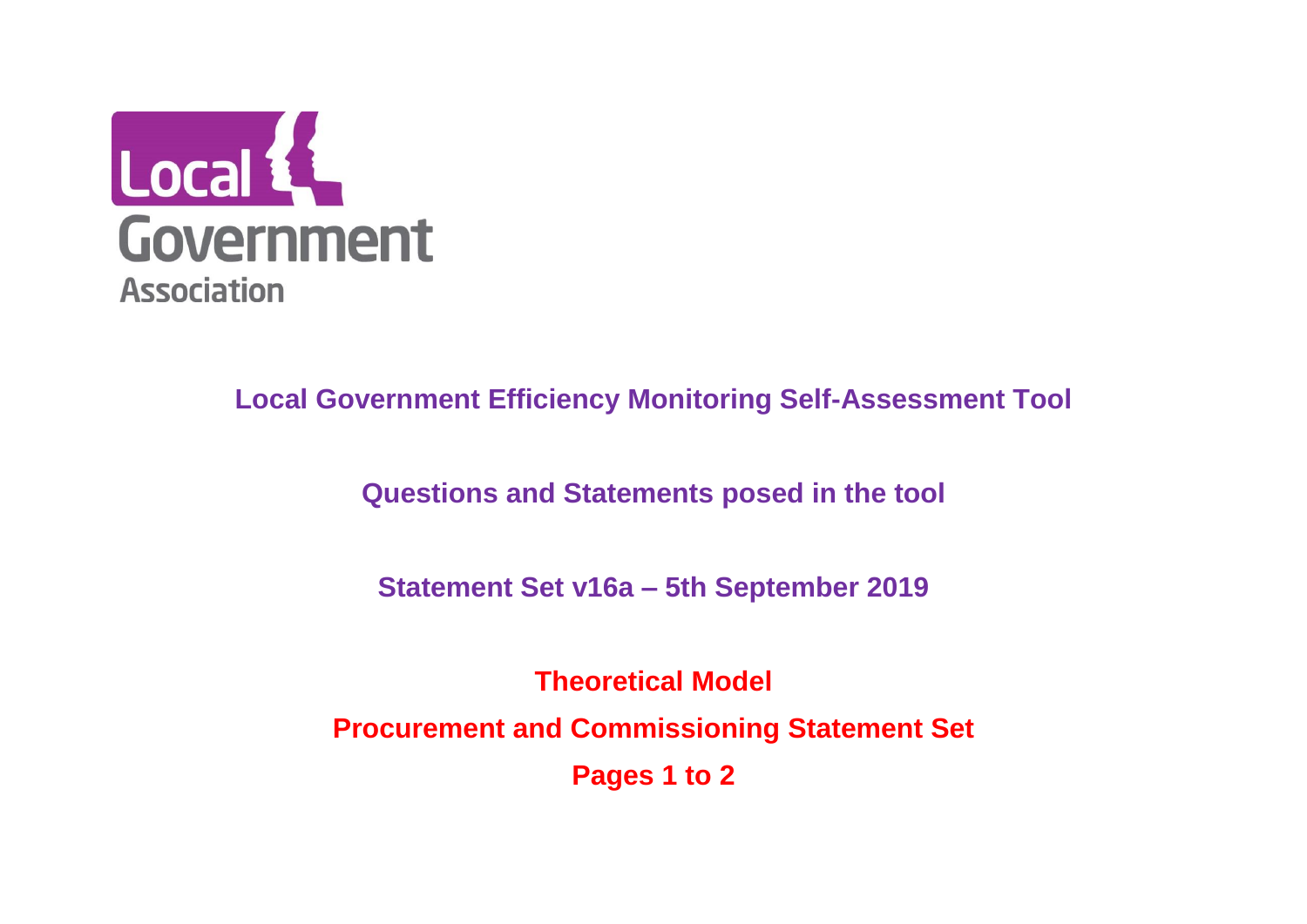Local Government Association

# Local Government Efficiency Monitoring Self-Assessment Tool

## Questions and Statements posed in the tool

## Statement Set v16a – 5th September 2019

**Theoretical Model**

**Procurement and Commissioning Statement Set**

**Pages 1 to 2**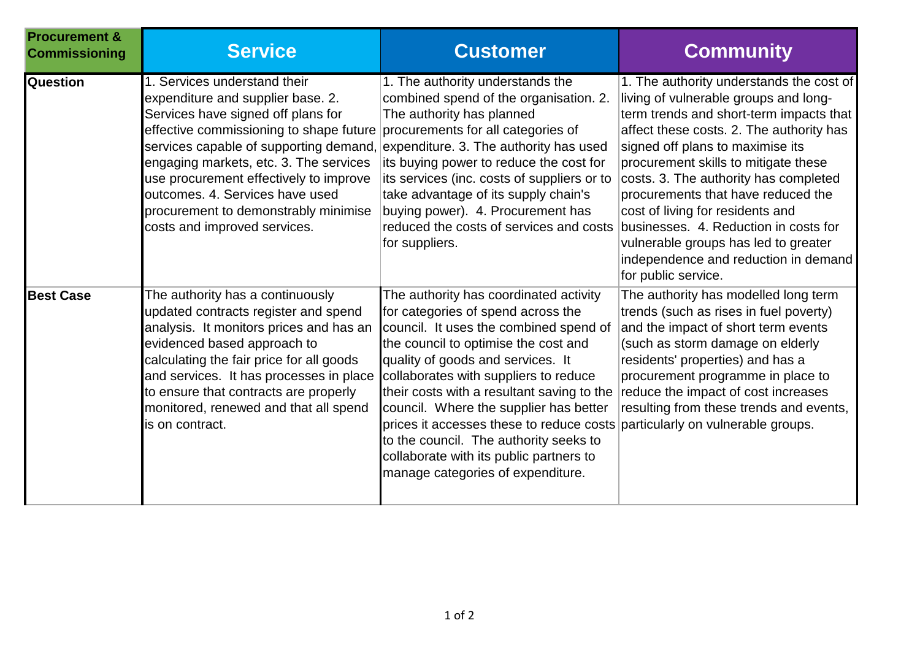| Procurement & Commissioning | Service | Customer | Community |
|---|---|---|---|
| **Question** | 1. Services understand their expenditure and supplier base. 2. Services have signed off plans for effective commissioning to shape future services capable of supporting demand, engaging markets, etc. 3. The services use procurement effectively to improve outcomes. 4. Services have used procurement to demonstrably minimise costs and improved services. | 1. The authority understands the combined spend of the organisation. 2. The authority has planned procurements for all categories of expenditure. 3. The authority has used its buying power to reduce the cost for its services (inc. costs of suppliers or to take advantage of its supply chain's buying power). 4. Procurement has reduced the costs of services and costs for suppliers. | 1. The authority understands the cost of living of vulnerable groups and long-term trends and short-term impacts that affect these costs. 2. The authority has signed off plans to maximise its procurement skills to mitigate these costs. 3. The authority has completed procurements that have reduced the cost of living for residents and businesses. 4. Reduction in costs for vulnerable groups has led to greater independence and reduction in demand for public service. |
| **Best Case** | The authority has a continuously updated contracts register and spend analysis. It monitors prices and has an evidenced based approach to calculating the fair price for all goods and services. It has processes in place to ensure that contracts are properly monitored, renewed and that all spend is on contract. | The authority has coordinated activity for categories of spend across the council. It uses the combined spend of the council to optimise the cost and quality of goods and services. It collaborates with suppliers to reduce their costs with a resultant saving to the council. Where the supplier has better prices it accesses these to reduce costs to the council. The authority seeks to collaborate with its public partners to manage categories of expenditure. | The authority has modelled long term trends (such as rises in fuel poverty) and the impact of short term events (such as storm damage on elderly residents' properties) and has a procurement programme in place to reduce the impact of cost increases resulting from these trends and events, particularly on vulnerable groups. |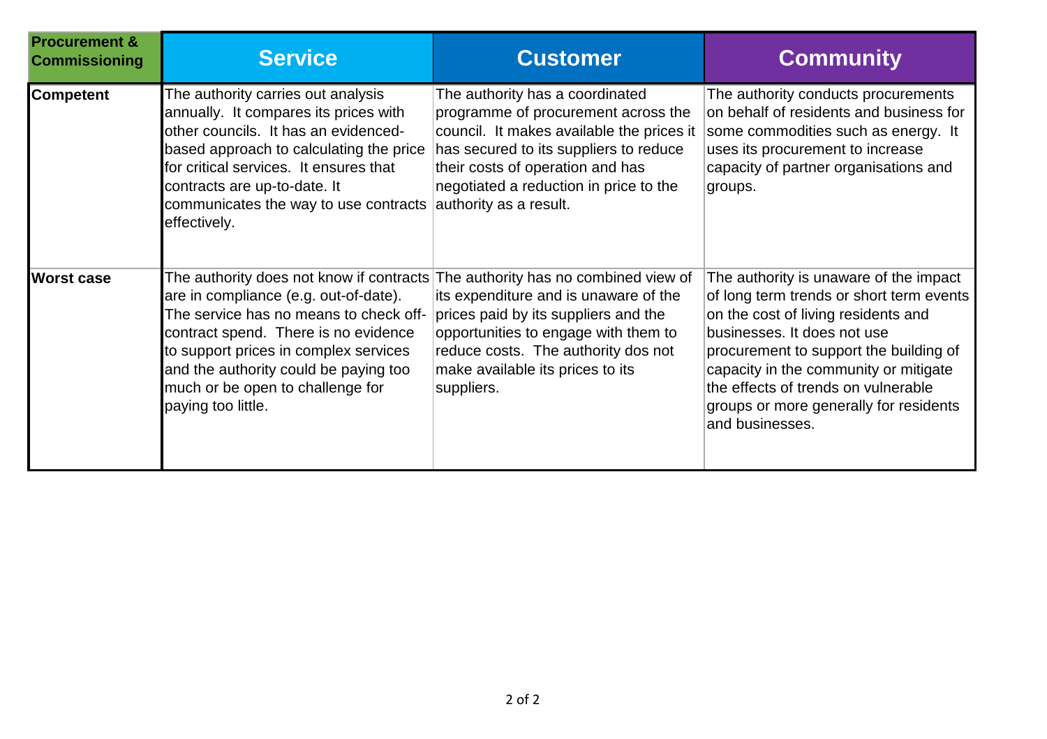| Procurement & Commissioning | Service | Customer | Community |
|---|---|---|---|
| **Competent** | The authority carries out analysis annually. It compares its prices with other councils. It has an evidenced-based approach to calculating the price for critical services. It ensures that contracts are up-to-date. It communicates the way to use contracts effectively. | The authority has a coordinated programme of procurement across the council. It makes available the prices it has secured to its suppliers to reduce their costs of operation and has negotiated a reduction in price to the authority as a result. | The authority conducts procurements on behalf of residents and business for some commodities such as energy. It uses its procurement to increase capacity of partner organisations and groups. |
| **Worst case** | The authority does not know if contracts are in compliance (e.g. out-of-date). The service has no means to check off-contract spend. There is no evidence to support prices in complex services and the authority could be paying too much or be open to challenge for paying too little. | The authority has no combined view of its expenditure and is unaware of the prices paid by its suppliers and the opportunities to engage with them to reduce costs. The authority dos not make available its prices to its suppliers. | The authority is unaware of the impact of long term trends or short term events on the cost of living residents and businesses. It does not use procurement to support the building of capacity in the community or mitigate the effects of trends on vulnerable groups or more generally for residents and businesses. |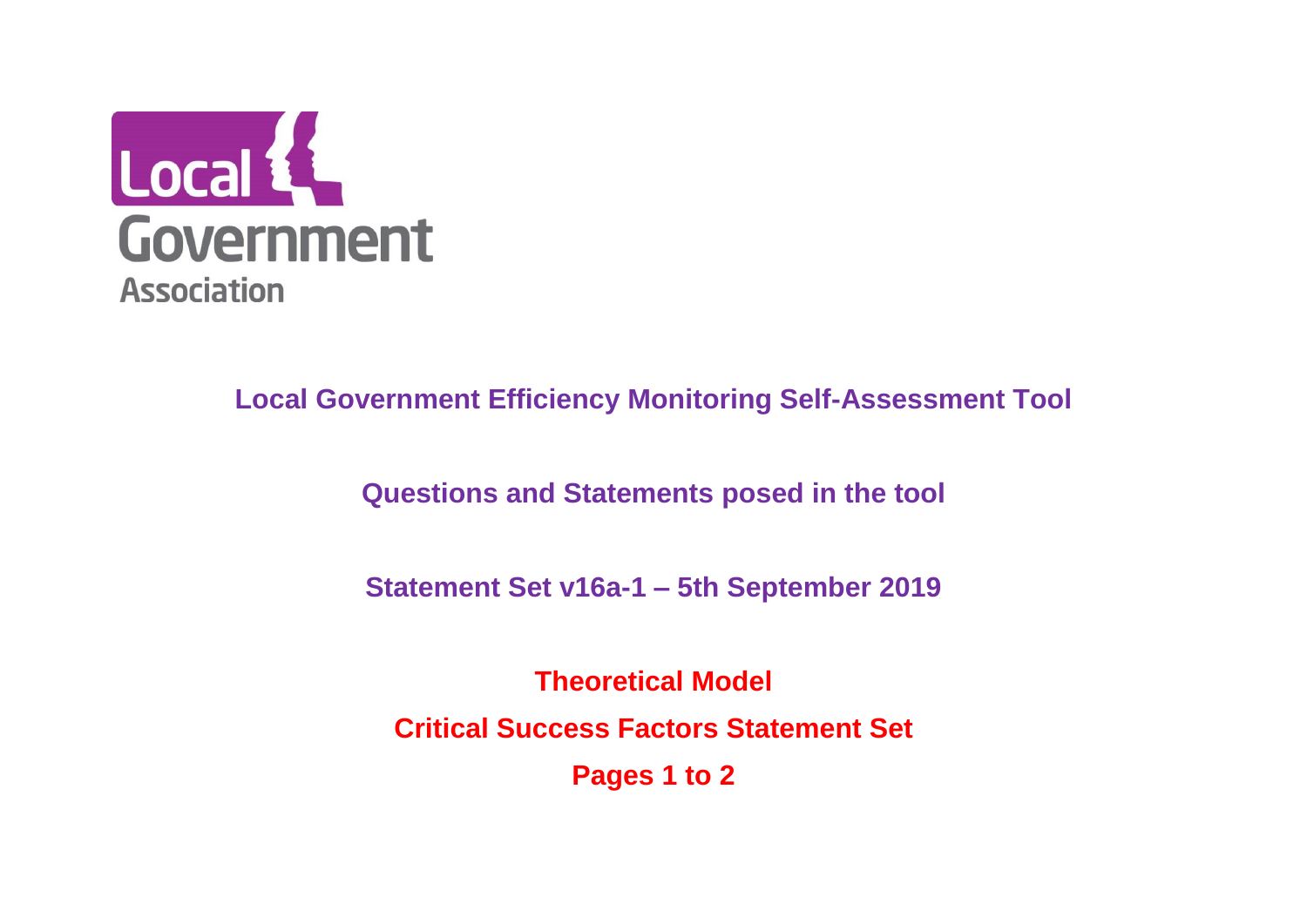Local Government Association

**Local Government Efficiency Monitoring Self-Assessment Tool**

**Questions and Statements posed in the tool**

**Statement Set v16a-1 – 5th September 2019**

**Theoretical Model**

**Critical Success Factors Statement Set**

**Pages 1 to 2**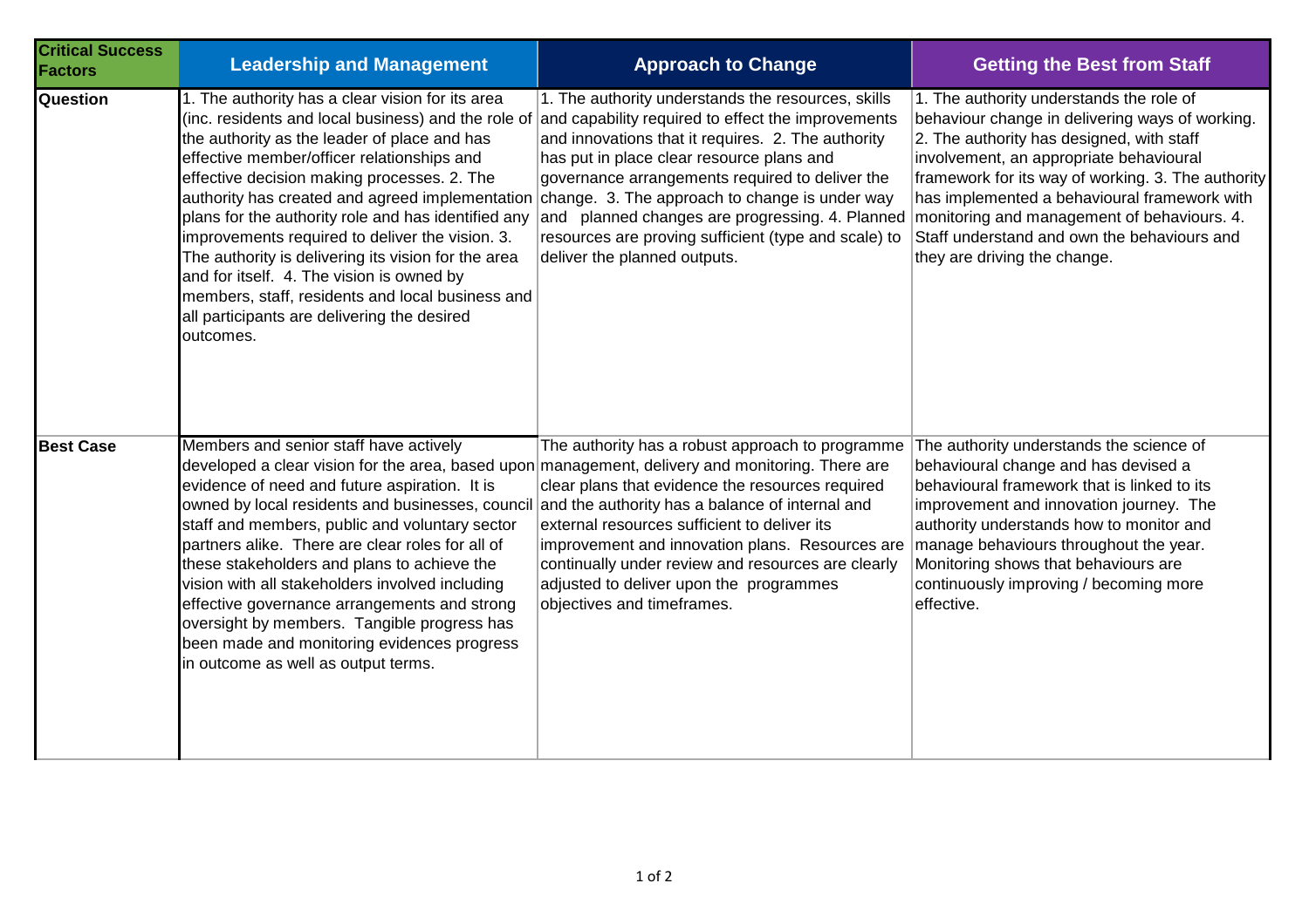| Critical Success Factors | Leadership and Management | Approach to Change | Getting the Best from Staff |
|---|---|---|---|
| **Question** | 1. The authority has a clear vision for its area (inc. residents and local business) and the role of the authority as the leader of place and has effective member/officer relationships and effective decision making processes. 2. The authority has created and agreed implementation plans for the authority role and has identified any improvements required to deliver the vision. 3. The authority is delivering its vision for the area and for itself. 4. The vision is owned by members, staff, residents and local business and all participants are delivering the desired outcomes. | 1. The authority understands the resources, skills and capability required to effect the improvements and innovations that it requires. 2. The authority has put in place clear resource plans and governance arrangements required to deliver the change. 3. The approach to change is under way and planned changes are progressing. 4. Planned resources are proving sufficient (type and scale) to deliver the planned outputs. | 1. The authority understands the role of behaviour change in delivering ways of working. 2. The authority has designed, with staff involvement, an appropriate behavioural framework for its way of working. 3. The authority has implemented a behavioural framework with monitoring and management of behaviours. 4. Staff understand and own the behaviours and they are driving the change. |
| **Best Case** | Members and senior staff have actively developed a clear vision for the area, based upon evidence of need and future aspiration. It is owned by local residents and businesses, council staff and members, public and voluntary sector partners alike. There are clear roles for all of these stakeholders and plans to achieve the vision with all stakeholders involved including effective governance arrangements and strong oversight by members. Tangible progress has been made and monitoring evidences progress in outcome as well as output terms. | The authority has a robust approach to programme management, delivery and monitoring. There are clear plans that evidence the resources required and the authority has a balance of internal and external resources sufficient to deliver its improvement and innovation plans. Resources are continually under review and resources are clearly adjusted to deliver upon the programmes objectives and timeframes. | The authority understands the science of behavioural change and has devised a behavioural framework that is linked to its improvement and innovation journey. The authority understands how to monitor and manage behaviours throughout the year. Monitoring shows that behaviours are continuously improving / becoming more effective. |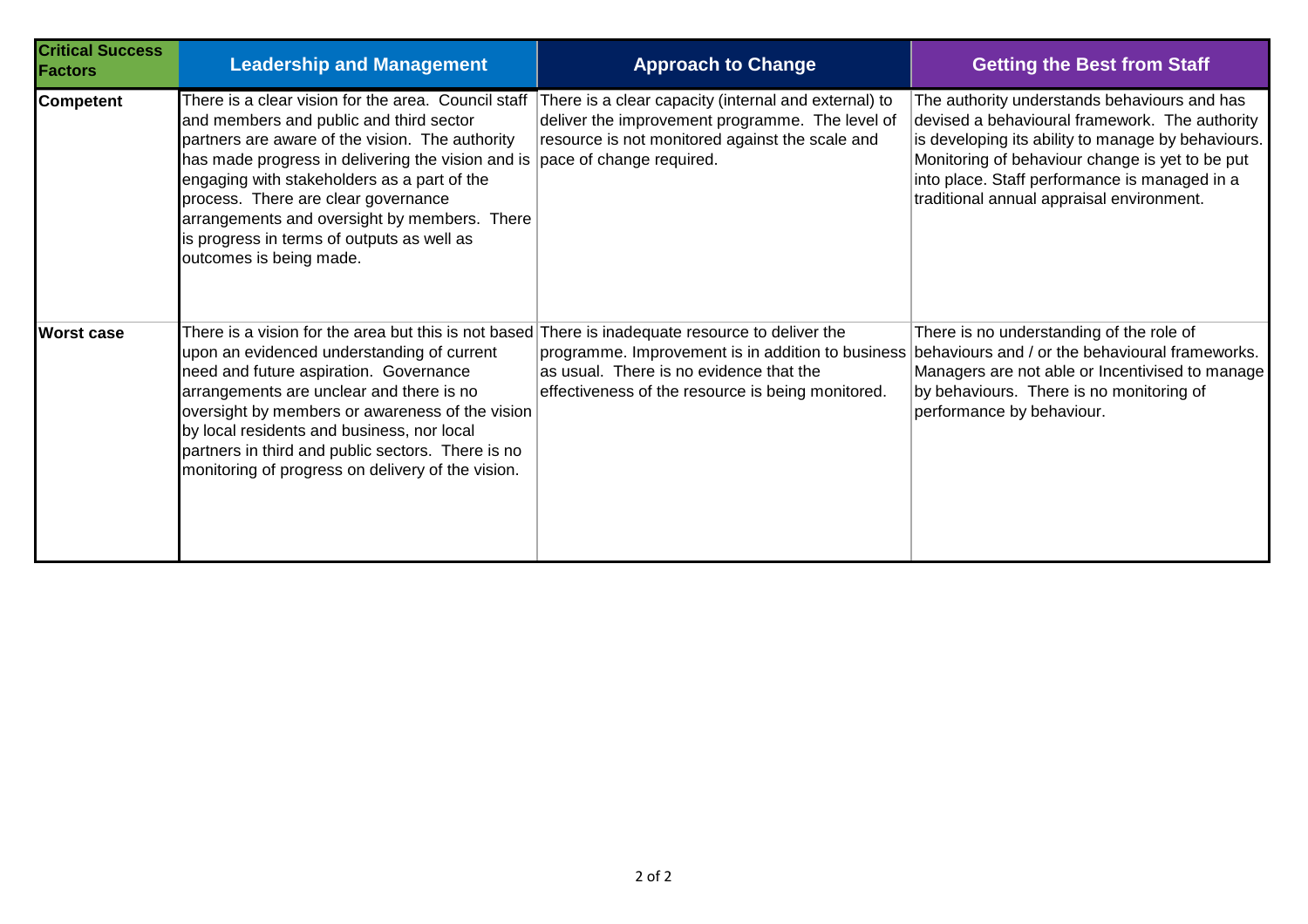| Critical Success Factors | Leadership and Management | Approach to Change | Getting the Best from Staff |
|---|---|---|---|
| **Competent** | There is a clear vision for the area. Council staff and members and public and third sector partners are aware of the vision. The authority has made progress in delivering the vision and is engaging with stakeholders as a part of the process. There are clear governance arrangements and oversight by members. There is progress in terms of outputs as well as outcomes is being made. | There is a clear capacity (internal and external) to deliver the improvement programme. The level of resource is not monitored against the scale and pace of change required. | The authority understands behaviours and has devised a behavioural framework. The authority is developing its ability to manage by behaviours. Monitoring of behaviour change is yet to be put into place. Staff performance is managed in a traditional annual appraisal environment. |
| **Worst case** | There is a vision for the area but this is not based upon an evidenced understanding of current need and future aspiration. Governance arrangements are unclear and there is no oversight by members or awareness of the vision by local residents and business, nor local partners in third and public sectors. There is no monitoring of progress on delivery of the vision. | There is inadequate resource to deliver the programme. Improvement is in addition to business as usual. There is no evidence that the effectiveness of the resource is being monitored. | There is no understanding of the role of behaviours and / or the behavioural frameworks. Managers are not able or Incentivised to manage by behaviours. There is no monitoring of performance by behaviour. |